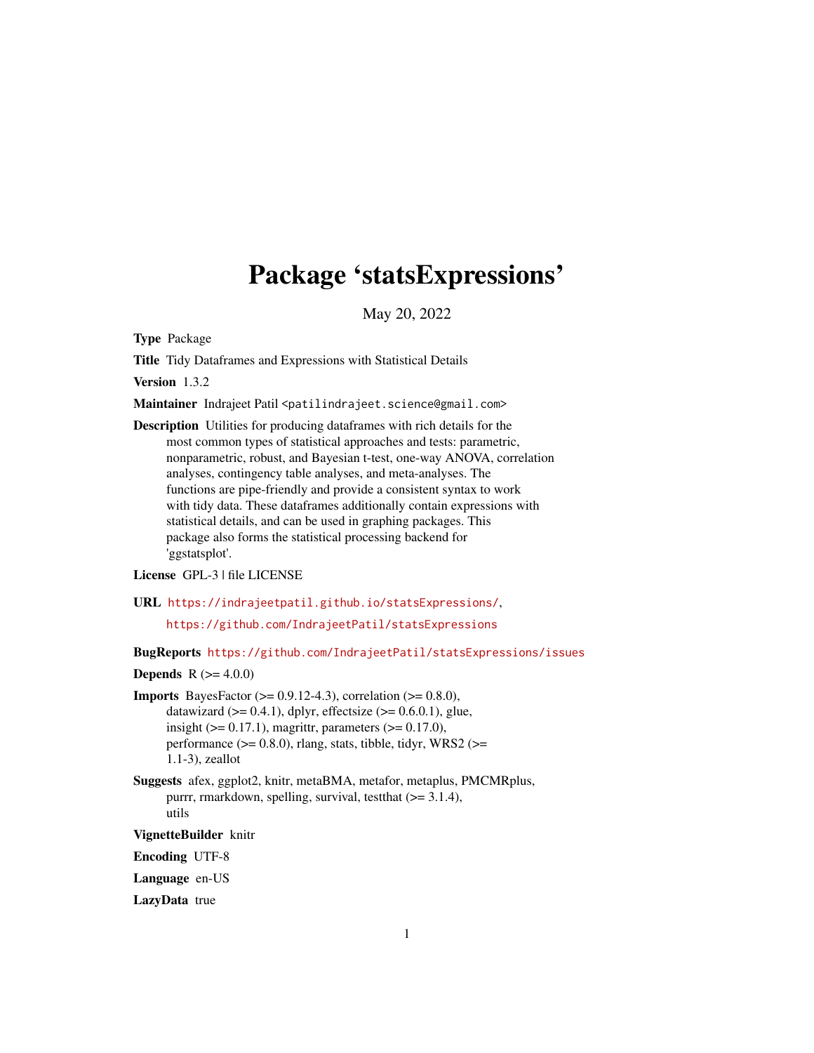# Package 'statsExpressions'

May 20, 2022

**Type** Package

**Title** Tidy Dataframes and Expressions with Statistical Details

**Version** 1.3.2

**Maintainer** Indrajeet Patil <patilindrajeet.science@gmail.com>

**Description** Utilities for producing dataframes with rich details for the most common types of statistical approaches and tests: parametric, nonparametric, robust, and Bayesian t-test, one-way ANOVA, correlation analyses, contingency table analyses, and meta-analyses. The functions are pipe-friendly and provide a consistent syntax to work with tidy data. These dataframes additionally contain expressions with statistical details, and can be used in graphing packages. This package also forms the statistical processing backend for 'ggstatsplot'.

**License** GPL-3 | file LICENSE

**URL** https://indrajeetpatil.github.io/statsExpressions/, https://github.com/IndrajeetPatil/statsExpressions

**BugReports** https://github.com/IndrajeetPatil/statsExpressions/issues

**Depends** R (>= 4.0.0)

**Imports** BayesFactor (>= 0.9.12-4.3), correlation (>= 0.8.0), datawizard (>= 0.4.1), dplyr, effectsize (>= 0.6.0.1), glue, insight (>= 0.17.1), magrittr, parameters (>= 0.17.0), performance (>= 0.8.0), rlang, stats, tibble, tidyr, WRS2 (>= 1.1-3), zeallot

**Suggests** afex, ggplot2, knitr, metaBMA, metafor, metaplus, PMCMRplus, purrr, rmarkdown, spelling, survival, testthat (>= 3.1.4), utils

**VignetteBuilder** knitr

**Encoding** UTF-8

**Language** en-US

**LazyData** true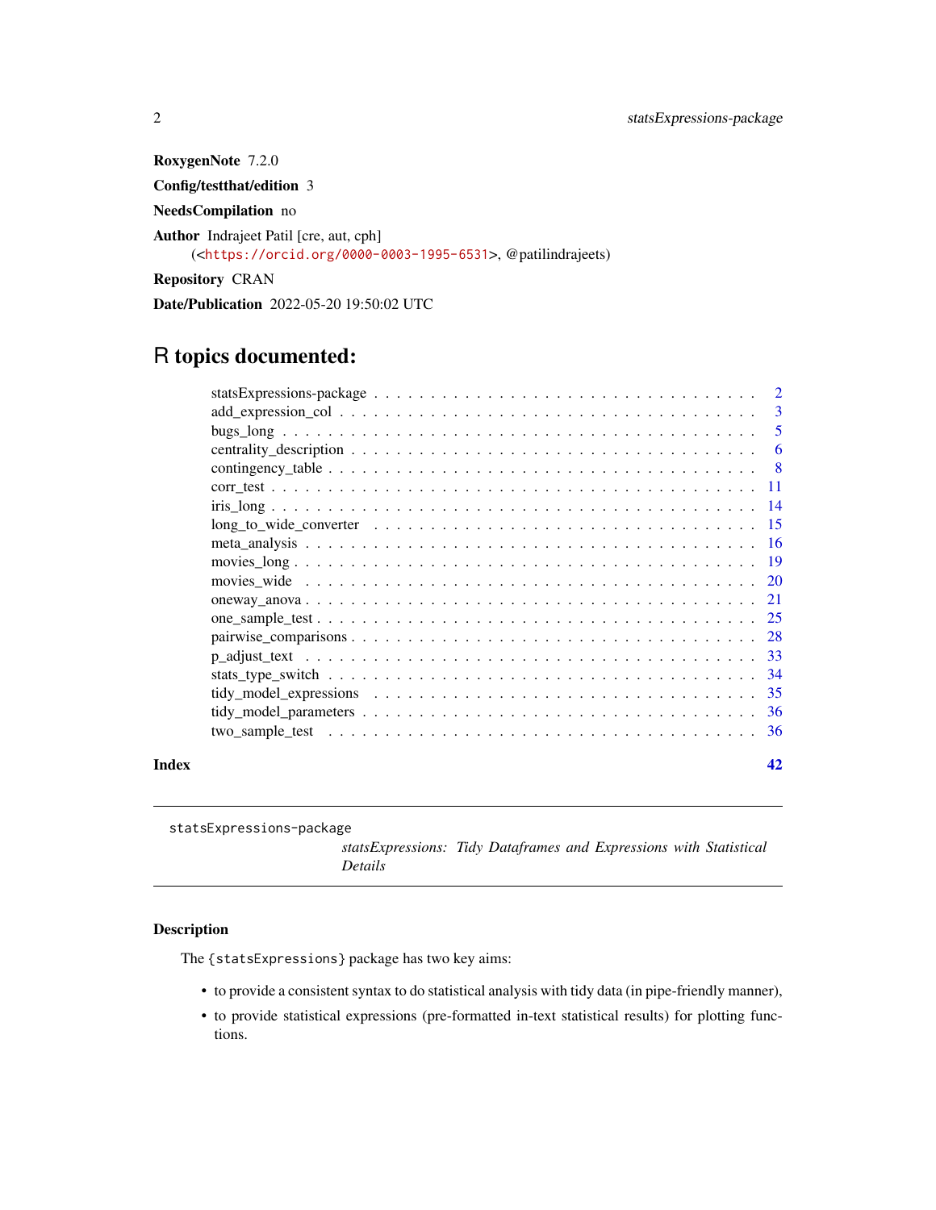**RoxygenNote** 7.2.0

**Config/testthat/edition** 3

**NeedsCompilation** no

**Author** Indrajeet Patil [cre, aut, cph] (<https://orcid.org/0000-0003-1995-6531>, @patilindrajeets)

**Repository** CRAN

**Date/Publication** 2022-05-20 19:50:02 UTC

# R topics documented:

| | |
|---|---|
| statsExpressions-package | 2 |
| add_expression_col | 3 |
| bugs_long | 5 |
| centrality_description | 6 |
| contingency_table | 8 |
| corr_test | 11 |
| iris_long | 14 |
| long_to_wide_converter | 15 |
| meta_analysis | 16 |
| movies_long | 19 |
| movies_wide | 20 |
| oneway_anova | 21 |
| one_sample_test | 25 |
| pairwise_comparisons | 28 |
| p_adjust_text | 33 |
| stats_type_switch | 34 |
| tidy_model_expressions | 35 |
| tidy_model_parameters | 36 |
| two_sample_test | 36 |

**Index** 42

---

`statsExpressions-package` *statsExpressions: Tidy Dataframes and Expressions with Statistical Details*

---

### Description

The `{statsExpressions}` package has two key aims:

- to provide a consistent syntax to do statistical analysis with tidy data (in pipe-friendly manner),
- to provide statistical expressions (pre-formatted in-text statistical results) for plotting functions.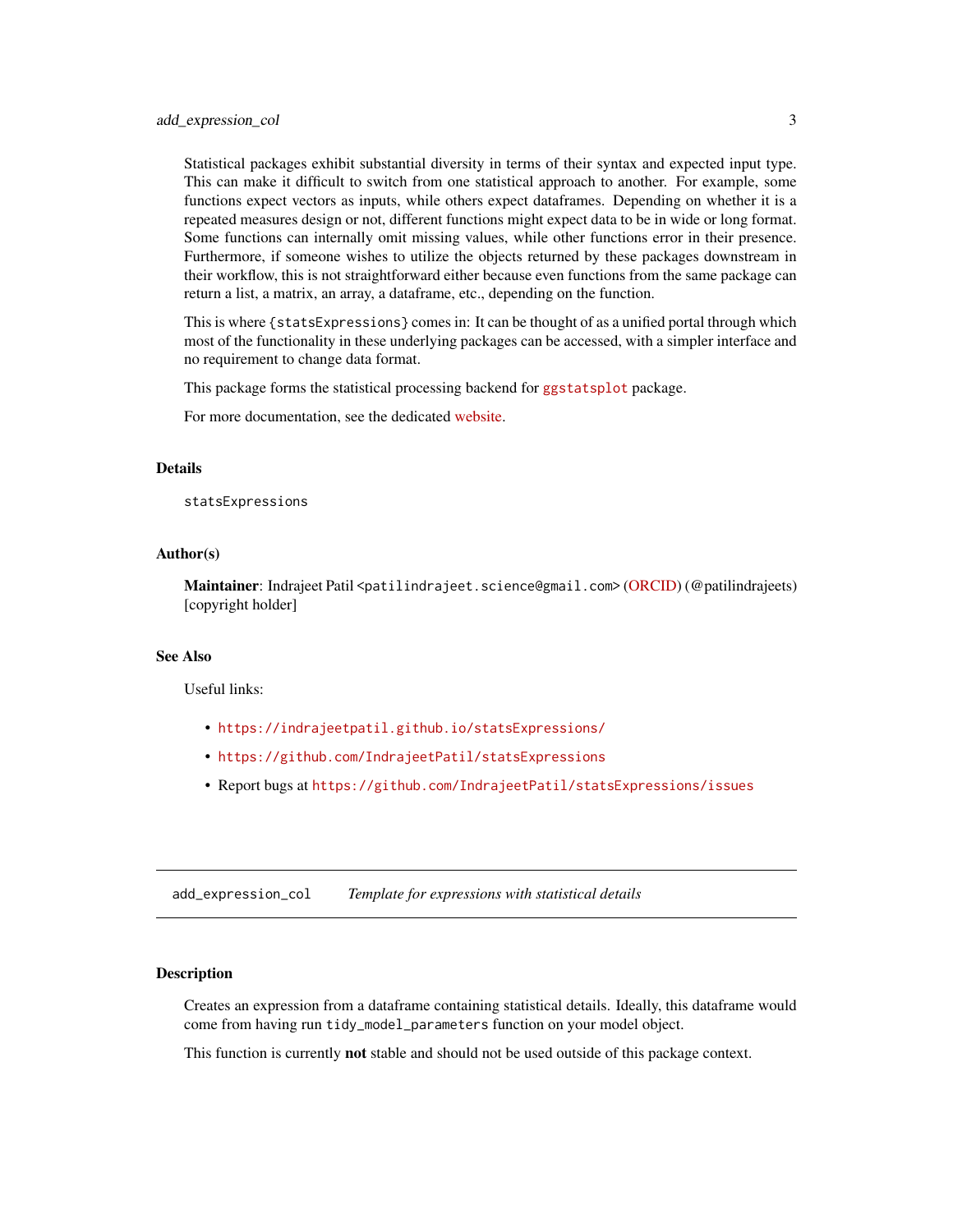Statistical packages exhibit substantial diversity in terms of their syntax and expected input type. This can make it difficult to switch from one statistical approach to another. For example, some functions expect vectors as inputs, while others expect dataframes. Depending on whether it is a repeated measures design or not, different functions might expect data to be in wide or long format. Some functions can internally omit missing values, while other functions error in their presence. Furthermore, if someone wishes to utilize the objects returned by these packages downstream in their workflow, this is not straightforward either because even functions from the same package can return a list, a matrix, an array, a dataframe, etc., depending on the function.

This is where `{statsExpressions}` comes in: It can be thought of as a unified portal through which most of the functionality in these underlying packages can be accessed, with a simpler interface and no requirement to change data format.

This package forms the statistical processing backend for `ggstatsplot` package.

For more documentation, see the dedicated website.

### Details

`statsExpressions`

### Author(s)

**Maintainer**: Indrajeet Patil `<patilindrajeet.science@gmail.com>` (ORCID) (@patilindrajeets) [copyright holder]

### See Also

Useful links:

- `https://indrajeetpatil.github.io/statsExpressions/`
- `https://github.com/IndrajeetPatil/statsExpressions`
- Report bugs at `https://github.com/IndrajeetPatil/statsExpressions/issues`

---

## `add_expression_col` *Template for expressions with statistical details*

---

### Description

Creates an expression from a dataframe containing statistical details. Ideally, this dataframe would come from having run `tidy_model_parameters` function on your model object.

This function is currently **not** stable and should not be used outside of this package context.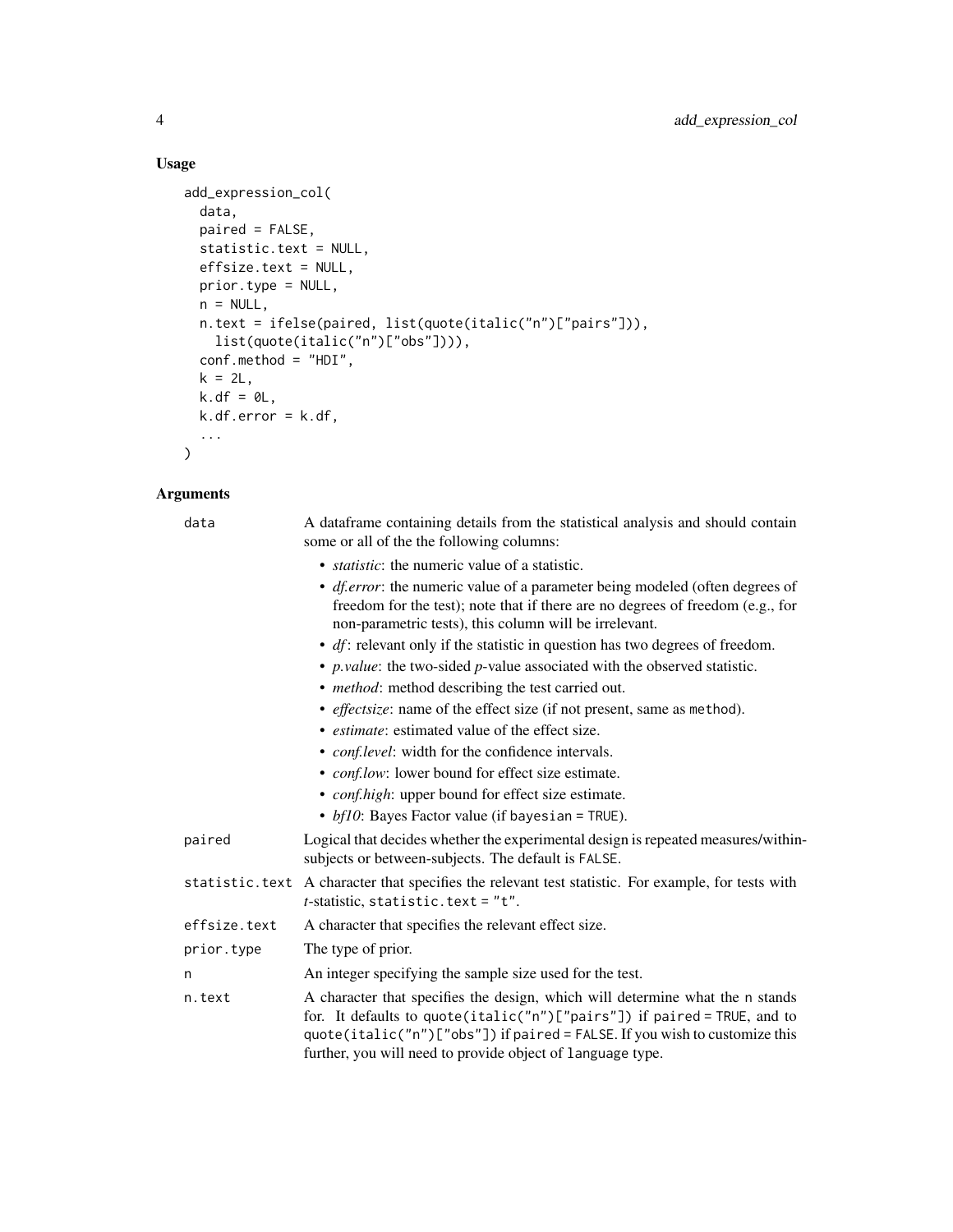## Usage

```
add_expression_col(
  data,
  paired = FALSE,
  statistic.text = NULL,
  effsize.text = NULL,
  prior.type = NULL,
  n = NULL,
  n.text = ifelse(paired, list(quote(italic("n")["pairs"])),
    list(quote(italic("n")["obs"]))),
  conf.method = "HDI",
  k = 2L,
  k.df = 0L,
  k.df.error = k.df,
  ...
)
```

## Arguments

| | |
|---|---|
| `data` | A dataframe containing details from the statistical analysis and should contain some or all of the the following columns:<br>• *statistic*: the numeric value of a statistic.<br>• *df.error*: the numeric value of a parameter being modeled (often degrees of freedom for the test); note that if there are no degrees of freedom (e.g., for non-parametric tests), this column will be irrelevant.<br>• *df*: relevant only if the statistic in question has two degrees of freedom.<br>• *p.value*: the two-sided *p*-value associated with the observed statistic.<br>• *method*: method describing the test carried out.<br>• *effectsize*: name of the effect size (if not present, same as `method`).<br>• *estimate*: estimated value of the effect size.<br>• *conf.level*: width for the confidence intervals.<br>• *conf.low*: lower bound for effect size estimate.<br>• *conf.high*: upper bound for effect size estimate.<br>• *bf10*: Bayes Factor value (if `bayesian = TRUE`). |
| `paired` | Logical that decides whether the experimental design is repeated measures/within-subjects or between-subjects. The default is `FALSE`. |
| `statistic.text` | A character that specifies the relevant test statistic. For example, for tests with *t*-statistic, `statistic.text = "t"`. |
| `effsize.text` | A character that specifies the relevant effect size. |
| `prior.type` | The type of prior. |
| `n` | An integer specifying the sample size used for the test. |
| `n.text` | A character that specifies the design, which will determine what the `n` stands for. It defaults to `quote(italic("n")["pairs"])` if `paired = TRUE`, and to `quote(italic("n")["obs"])` if `paired = FALSE`. If you wish to customize this further, you will need to provide object of `language` type. |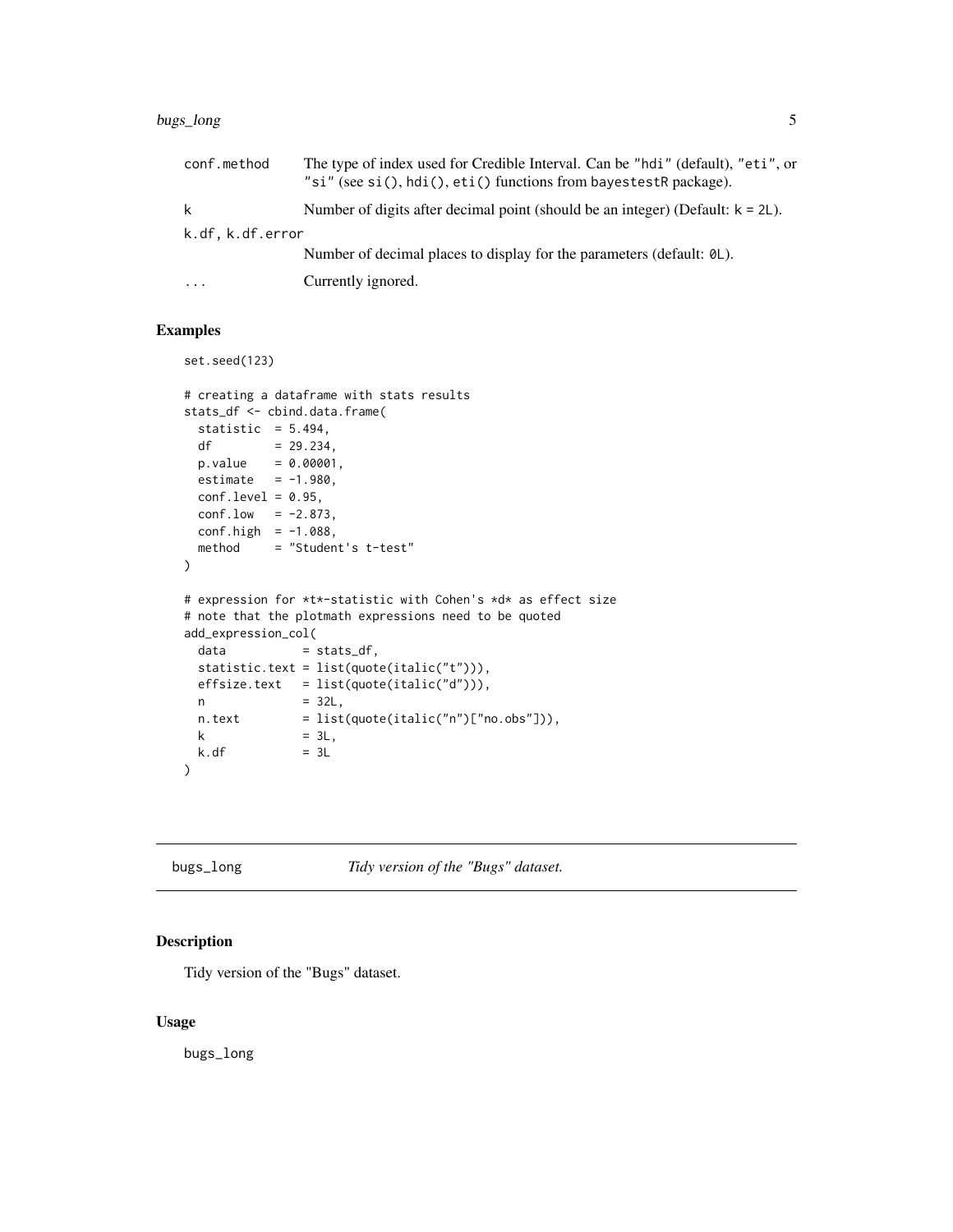| | |
|---|---|
| conf.method | The type of index used for Credible Interval. Can be "hdi" (default), "eti", or "si" (see si(), hdi(), eti() functions from bayestestR package). |
| k | Number of digits after decimal point (should be an integer) (Default: k = 2L). |
| k.df, k.df.error | Number of decimal places to display for the parameters (default: 0L). |
| ... | Currently ignored. |

## Examples

```
set.seed(123)

# creating a dataframe with stats results
stats_df <- cbind.data.frame(
  statistic  = 5.494,
  df         = 29.234,
  p.value    = 0.00001,
  estimate   = -1.980,
  conf.level = 0.95,
  conf.low   = -2.873,
  conf.high  = -1.088,
  method     = "Student's t-test"
)

# expression for *t*-statistic with Cohen's *d* as effect size
# note that the plotmath expressions need to be quoted
add_expression_col(
  data           = stats_df,
  statistic.text = list(quote(italic("t"))),
  effsize.text   = list(quote(italic("d"))),
  n              = 32L,
  n.text         = list(quote(italic("n")["no.obs"])),
  k              = 3L,
  k.df           = 3L
)
```

---

bugs_long    *Tidy version of the "Bugs" dataset.*

---

## Description

Tidy version of the "Bugs" dataset.

## Usage

bugs_long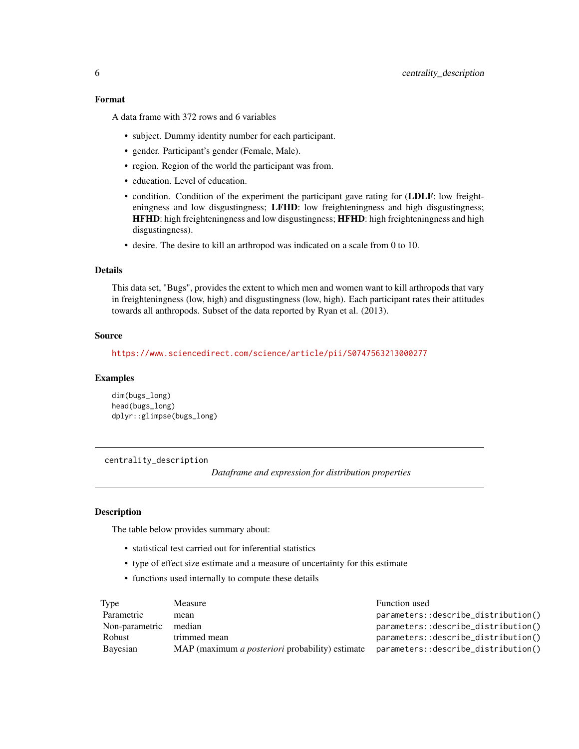### Format

A data frame with 372 rows and 6 variables

- subject. Dummy identity number for each participant.
- gender. Participant's gender (Female, Male).
- region. Region of the world the participant was from.
- education. Level of education.
- condition. Condition of the experiment the participant gave rating for (**LDLF**: low freighteningness and low disgustingness; **LFHD**: low freighteningness and high disgustingness; **HFHD**: high freighteningness and low disgustingness; **HFHD**: high freighteningness and high disgustingness).
- desire. The desire to kill an arthropod was indicated on a scale from 0 to 10.

### Details

This data set, "Bugs", provides the extent to which men and women want to kill arthropods that vary in freighteningness (low, high) and disgustingness (low, high). Each participant rates their attitudes towards all anthropods. Subset of the data reported by Ryan et al. (2013).

### Source

https://www.sciencedirect.com/science/article/pii/S0747563213000277

### Examples

```
dim(bugs_long)
head(bugs_long)
dplyr::glimpse(bugs_long)
```

---

## centrality_description

*Dataframe and expression for distribution properties*

### Description

The table below provides summary about:

- statistical test carried out for inferential statistics
- type of effect size estimate and a measure of uncertainty for this estimate
- functions used internally to compute these details

| Type | Measure | Function used |
|---|---|---|
| Parametric | mean | `parameters::describe_distribution()` |
| Non-parametric | median | `parameters::describe_distribution()` |
| Robust | trimmed mean | `parameters::describe_distribution()` |
| Bayesian | MAP (maximum *a posteriori* probability) estimate | `parameters::describe_distribution()` |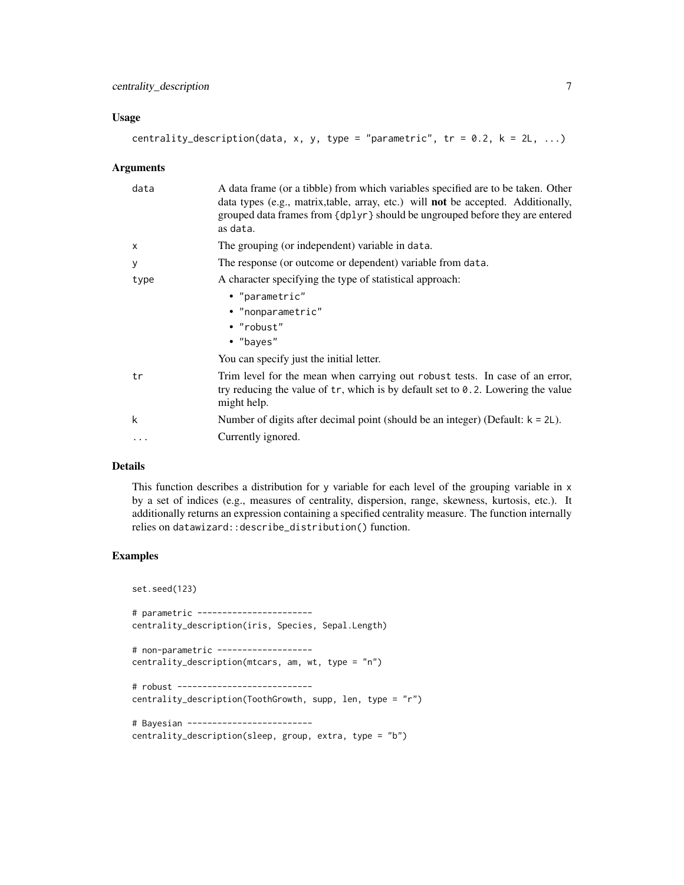## Usage

```
centrality_description(data, x, y, type = "parametric", tr = 0.2, k = 2L, ...)
```

## Arguments

| | |
|---|---|
| data | A data frame (or a tibble) from which variables specified are to be taken. Other data types (e.g., matrix,table, array, etc.) will **not** be accepted. Additionally, grouped data frames from {dplyr} should be ungrouped before they are entered as data. |
| x | The grouping (or independent) variable in data. |
| y | The response (or outcome or dependent) variable from data. |
| type | A character specifying the type of statistical approach: <br>• "parametric" <br>• "nonparametric" <br>• "robust" <br>• "bayes" <br>You can specify just the initial letter. |
| tr | Trim level for the mean when carrying out robust tests. In case of an error, try reducing the value of tr, which is by default set to 0.2. Lowering the value might help. |
| k | Number of digits after decimal point (should be an integer) (Default: k = 2L). |
| ... | Currently ignored. |

## Details

This function describes a distribution for y variable for each level of the grouping variable in x by a set of indices (e.g., measures of centrality, dispersion, range, skewness, kurtosis, etc.). It additionally returns an expression containing a specified centrality measure. The function internally relies on datawizard::describe_distribution() function.

## Examples

```
set.seed(123)

# parametric -----------------------
centrality_description(iris, Species, Sepal.Length)

# non-parametric -------------------
centrality_description(mtcars, am, wt, type = "n")

# robust ---------------------------
centrality_description(ToothGrowth, supp, len, type = "r")

# Bayesian -------------------------
centrality_description(sleep, group, extra, type = "b")
```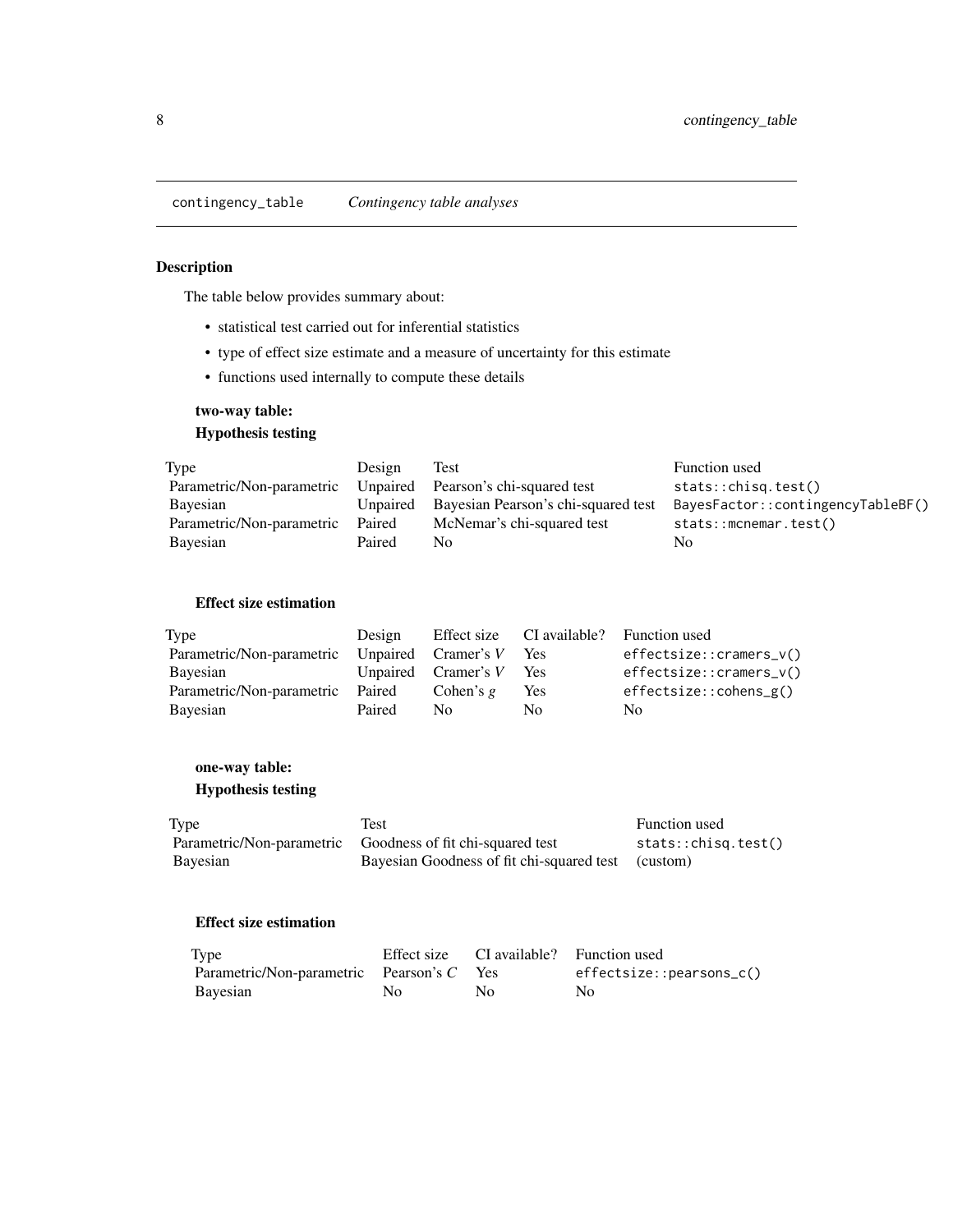contingency_table *Contingency table analyses*

## Description

The table below provides summary about:

- statistical test carried out for inferential statistics
- type of effect size estimate and a measure of uncertainty for this estimate
- functions used internally to compute these details

**two-way table:**

**Hypothesis testing**

| Type | Design | Test | Function used |
|---|---|---|---|
| Parametric/Non-parametric | Unpaired | Pearson's chi-squared test | `stats::chisq.test()` |
| Bayesian | Unpaired | Bayesian Pearson's chi-squared test | `BayesFactor::contingencyTableBF()` |
| Parametric/Non-parametric | Paired | McNemar's chi-squared test | `stats::mcnemar.test()` |
| Bayesian | Paired | No | No |

**Effect size estimation**

| Type | Design | Effect size | CI available? | Function used |
|---|---|---|---|---|
| Parametric/Non-parametric | Unpaired | Cramer's $V$ | Yes | `effectsize::cramers_v()` |
| Bayesian | Unpaired | Cramer's $V$ | Yes | `effectsize::cramers_v()` |
| Parametric/Non-parametric | Paired | Cohen's $g$ | Yes | `effectsize::cohens_g()` |
| Bayesian | Paired | No | No | No |

**one-way table:**

**Hypothesis testing**

| Type | Test | Function used |
|---|---|---|
| Parametric/Non-parametric | Goodness of fit chi-squared test | `stats::chisq.test()` |
| Bayesian | Bayesian Goodness of fit chi-squared test | (custom) |

**Effect size estimation**

| Type | Effect size | CI available? | Function used |
|---|---|---|---|
| Parametric/Non-parametric | Pearson's $C$ | Yes | `effectsize::pearsons_c()` |
| Bayesian | No | No | No |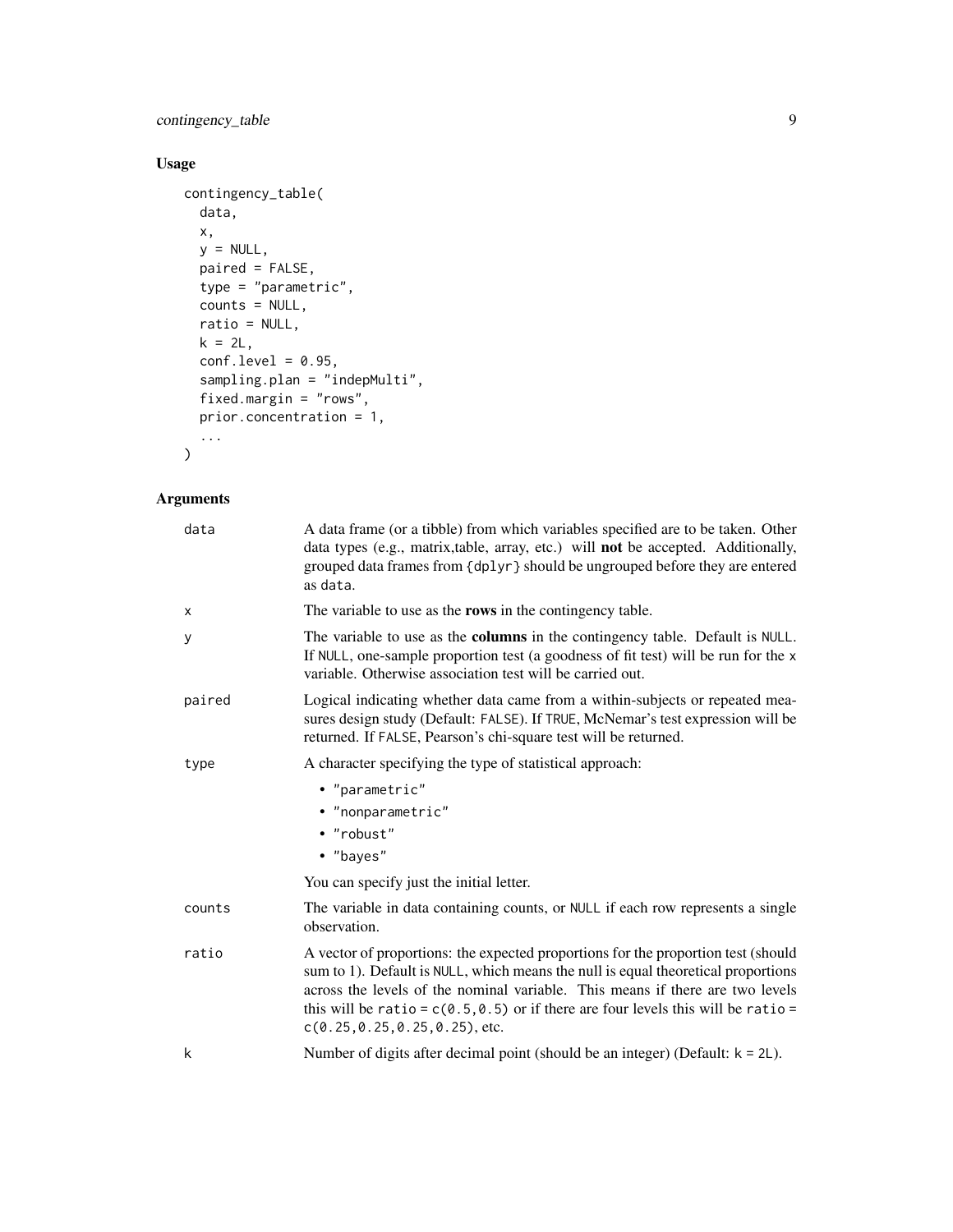## Usage

```
contingency_table(
  data,
  x,
  y = NULL,
  paired = FALSE,
  type = "parametric",
  counts = NULL,
  ratio = NULL,
  k = 2L,
  conf.level = 0.95,
  sampling.plan = "indepMulti",
  fixed.margin = "rows",
  prior.concentration = 1,
  ...
)
```

## Arguments

| Argument | Description |
|---|---|
| `data` | A data frame (or a tibble) from which variables specified are to be taken. Other data types (e.g., matrix,table, array, etc.) will **not** be accepted. Additionally, grouped data frames from `{dplyr}` should be ungrouped before they are entered as `data`. |
| `x` | The variable to use as the **rows** in the contingency table. |
| `y` | The variable to use as the **columns** in the contingency table. Default is `NULL`. If `NULL`, one-sample proportion test (a goodness of fit test) will be run for the `x` variable. Otherwise association test will be carried out. |
| `paired` | Logical indicating whether data came from a within-subjects or repeated measures design study (Default: `FALSE`). If `TRUE`, McNemar's test expression will be returned. If `FALSE`, Pearson's chi-square test will be returned. |
| `type` | A character specifying the type of statistical approach: <br>• `"parametric"` <br>• `"nonparametric"` <br>• `"robust"` <br>• `"bayes"` <br>You can specify just the initial letter. |
| `counts` | The variable in data containing counts, or `NULL` if each row represents a single observation. |
| `ratio` | A vector of proportions: the expected proportions for the proportion test (should sum to 1). Default is `NULL`, which means the null is equal theoretical proportions across the levels of the nominal variable. This means if there are two levels this will be `ratio = c(0.5,0.5)` or if there are four levels this will be `ratio = c(0.25,0.25,0.25,0.25)`, etc. |
| `k` | Number of digits after decimal point (should be an integer) (Default: `k = 2L`). |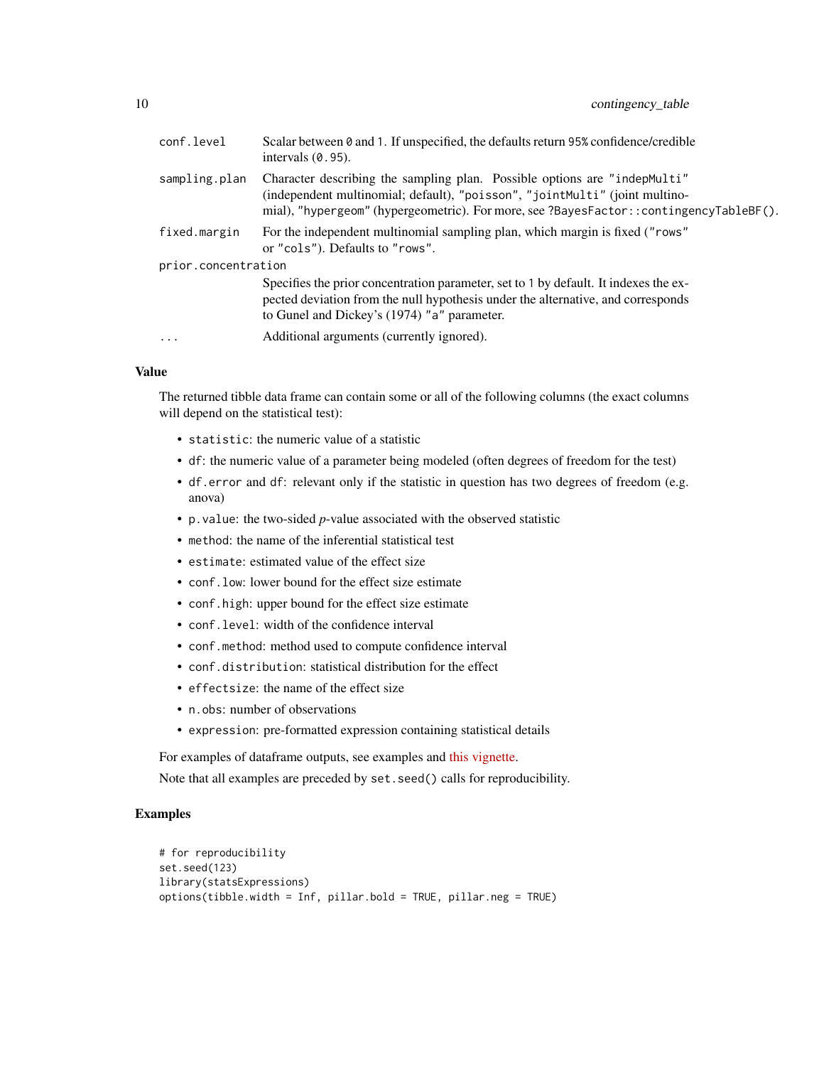| | |
|---|---|
| `conf.level` | Scalar between `0` and `1`. If unspecified, the defaults return `95%` confidence/credible intervals (`0.95`). |
| `sampling.plan` | Character describing the sampling plan. Possible options are `"indepMulti"` (independent multinomial; default), `"poisson"`, `"jointMulti"` (joint multinomial), `"hypergeom"` (hypergeometric). For more, see `?BayesFactor::contingencyTableBF()`. |
| `fixed.margin` | For the independent multinomial sampling plan, which margin is fixed (`"rows"` or `"cols"`). Defaults to `"rows"`. |
| `prior.concentration` | Specifies the prior concentration parameter, set to `1` by default. It indexes the expected deviation from the null hypothesis under the alternative, and corresponds to Gunel and Dickey's (1974) `"a"` parameter. |
| `...` | Additional arguments (currently ignored). |

## Value

The returned tibble data frame can contain some or all of the following columns (the exact columns will depend on the statistical test):

- `statistic`: the numeric value of a statistic
- `df`: the numeric value of a parameter being modeled (often degrees of freedom for the test)
- `df.error` and `df`: relevant only if the statistic in question has two degrees of freedom (e.g. anova)
- `p.value`: the two-sided *p*-value associated with the observed statistic
- `method`: the name of the inferential statistical test
- `estimate`: estimated value of the effect size
- `conf.low`: lower bound for the effect size estimate
- `conf.high`: upper bound for the effect size estimate
- `conf.level`: width of the confidence interval
- `conf.method`: method used to compute confidence interval
- `conf.distribution`: statistical distribution for the effect
- `effectsize`: the name of the effect size
- `n.obs`: number of observations
- `expression`: pre-formatted expression containing statistical details

For examples of dataframe outputs, see examples and this vignette.

Note that all examples are preceded by `set.seed()` calls for reproducibility.

## Examples

```
# for reproducibility
set.seed(123)
library(statsExpressions)
options(tibble.width = Inf, pillar.bold = TRUE, pillar.neg = TRUE)
```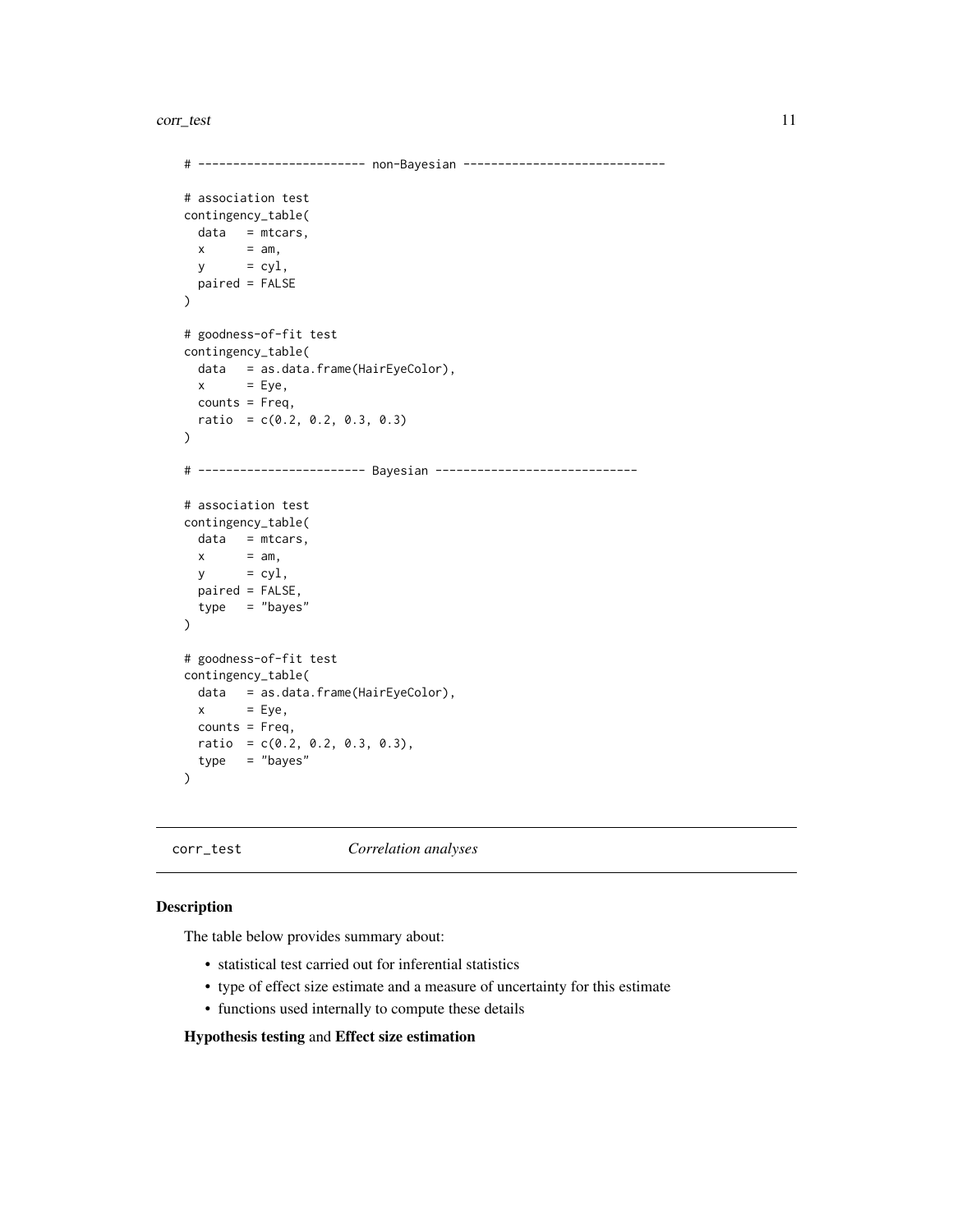```
# ----------------------- non-Bayesian ----------------------------

# association test
contingency_table(
  data   = mtcars,
  x      = am,
  y      = cyl,
  paired = FALSE
)

# goodness-of-fit test
contingency_table(
  data   = as.data.frame(HairEyeColor),
  x      = Eye,
  counts = Freq,
  ratio  = c(0.2, 0.2, 0.3, 0.3)
)

# ----------------------- Bayesian ----------------------------

# association test
contingency_table(
  data   = mtcars,
  x      = am,
  y      = cyl,
  paired = FALSE,
  type   = "bayes"
)

# goodness-of-fit test
contingency_table(
  data   = as.data.frame(HairEyeColor),
  x      = Eye,
  counts = Freq,
  ratio  = c(0.2, 0.2, 0.3, 0.3),
  type   = "bayes"
)
```

## `corr_test` *Correlation analyses*

### Description

The table below provides summary about:

- statistical test carried out for inferential statistics
- type of effect size estimate and a measure of uncertainty for this estimate
- functions used internally to compute these details

**Hypothesis testing** and **Effect size estimation**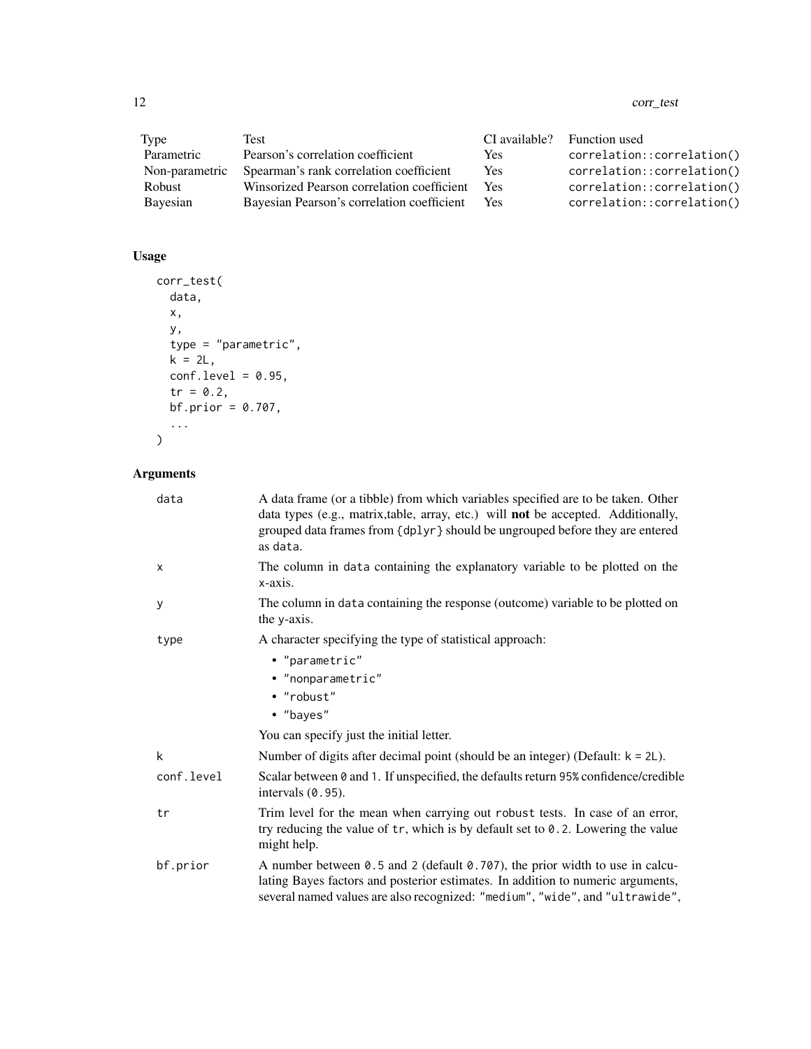| Type | Test | CI available? | Function used |
| --- | --- | --- | --- |
| Parametric | Pearson's correlation coefficient | Yes | `correlation::correlation()` |
| Non-parametric | Spearman's rank correlation coefficient | Yes | `correlation::correlation()` |
| Robust | Winsorized Pearson correlation coefficient | Yes | `correlation::correlation()` |
| Bayesian | Bayesian Pearson's correlation coefficient | Yes | `correlation::correlation()` |

## Usage

```
corr_test(
  data,
  x,
  y,
  type = "parametric",
  k = 2L,
  conf.level = 0.95,
  tr = 0.2,
  bf.prior = 0.707,
  ...
)
```

## Arguments

`data` A data frame (or a tibble) from which variables specified are to be taken. Other data types (e.g., matrix,table, array, etc.) will **not** be accepted. Additionally, grouped data frames from `{dplyr}` should be ungrouped before they are entered as `data`.

`x` The column in `data` containing the explanatory variable to be plotted on the x-axis.

`y` The column in `data` containing the response (outcome) variable to be plotted on the y-axis.

`type` A character specifying the type of statistical approach:

- `"parametric"`
- `"nonparametric"`
- `"robust"`
- `"bayes"`

You can specify just the initial letter.

`k` Number of digits after decimal point (should be an integer) (Default: `k = 2L`).

`conf.level` Scalar between `0` and `1`. If unspecified, the defaults return `95%` confidence/credible intervals (`0.95`).

`tr` Trim level for the mean when carrying out `robust` tests. In case of an error, try reducing the value of `tr`, which is by default set to `0.2`. Lowering the value might help.

`bf.prior` A number between `0.5` and `2` (default `0.707`), the prior width to use in calculating Bayes factors and posterior estimates. In addition to numeric arguments, several named values are also recognized: `"medium"`, `"wide"`, and `"ultrawide"`,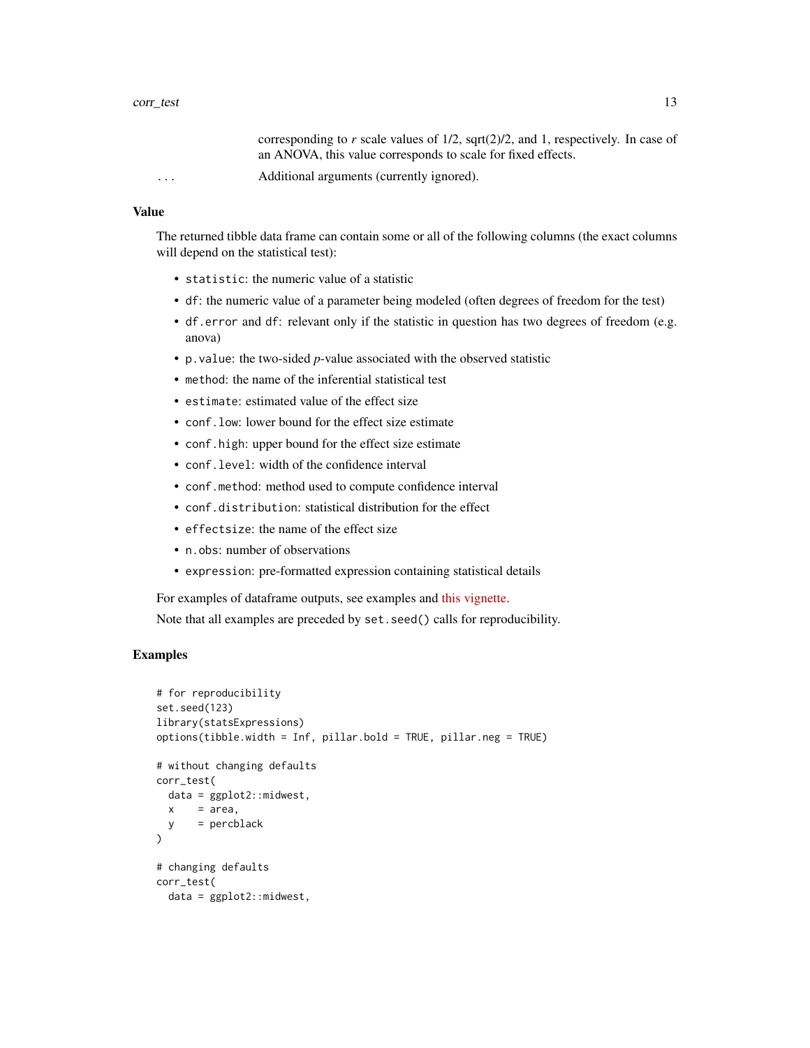corresponding to *r* scale values of 1/2, sqrt(2)/2, and 1, respectively. In case of an ANOVA, this value corresponds to scale for fixed effects.

`...` Additional arguments (currently ignored).

## Value

The returned tibble data frame can contain some or all of the following columns (the exact columns will depend on the statistical test):

- `statistic`: the numeric value of a statistic
- `df`: the numeric value of a parameter being modeled (often degrees of freedom for the test)
- `df.error` and `df`: relevant only if the statistic in question has two degrees of freedom (e.g. anova)
- `p.value`: the two-sided *p*-value associated with the observed statistic
- `method`: the name of the inferential statistical test
- `estimate`: estimated value of the effect size
- `conf.low`: lower bound for the effect size estimate
- `conf.high`: upper bound for the effect size estimate
- `conf.level`: width of the confidence interval
- `conf.method`: method used to compute confidence interval
- `conf.distribution`: statistical distribution for the effect
- `effectsize`: the name of the effect size
- `n.obs`: number of observations
- `expression`: pre-formatted expression containing statistical details

For examples of dataframe outputs, see examples and this vignette.

Note that all examples are preceded by `set.seed()` calls for reproducibility.

## Examples

```
# for reproducibility
set.seed(123)
library(statsExpressions)
options(tibble.width = Inf, pillar.bold = TRUE, pillar.neg = TRUE)

# without changing defaults
corr_test(
  data = ggplot2::midwest,
  x    = area,
  y    = percblack
)

# changing defaults
corr_test(
  data = ggplot2::midwest,
```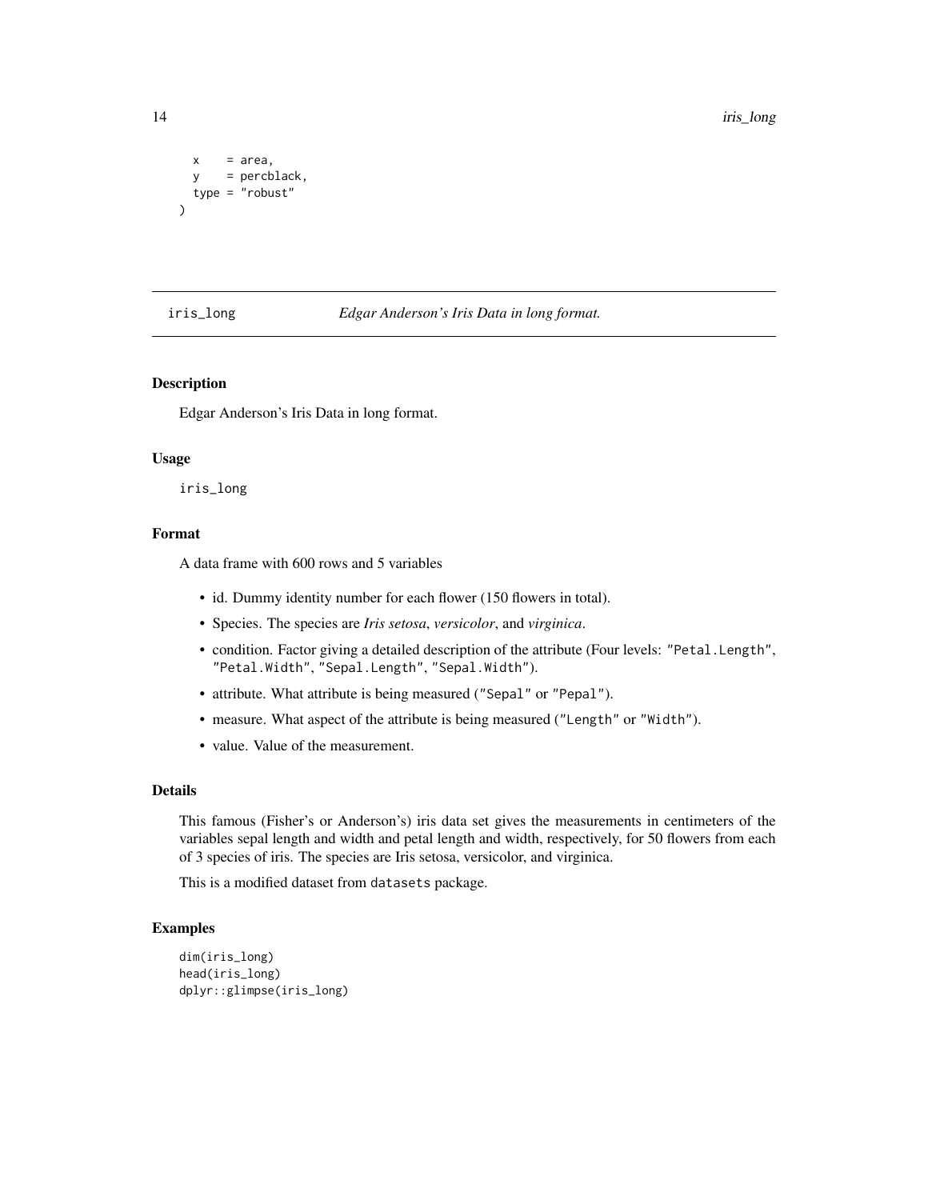```
  x    = area,
  y    = percblack,
  type = "robust"
)
```

## iris_long — *Edgar Anderson's Iris Data in long format.*

### Description

Edgar Anderson's Iris Data in long format.

### Usage

```
iris_long
```

### Format

A data frame with 600 rows and 5 variables

- id. Dummy identity number for each flower (150 flowers in total).
- Species. The species are *Iris setosa*, *versicolor*, and *virginica*.
- condition. Factor giving a detailed description of the attribute (Four levels: `"Petal.Length"`, `"Petal.Width"`, `"Sepal.Length"`, `"Sepal.Width"`).
- attribute. What attribute is being measured (`"Sepal"` or `"Pepal"`).
- measure. What aspect of the attribute is being measured (`"Length"` or `"Width"`).
- value. Value of the measurement.

### Details

This famous (Fisher's or Anderson's) iris data set gives the measurements in centimeters of the variables sepal length and width and petal length and width, respectively, for 50 flowers from each of 3 species of iris. The species are Iris setosa, versicolor, and virginica.

This is a modified dataset from `datasets` package.

### Examples

```
dim(iris_long)
head(iris_long)
dplyr::glimpse(iris_long)
```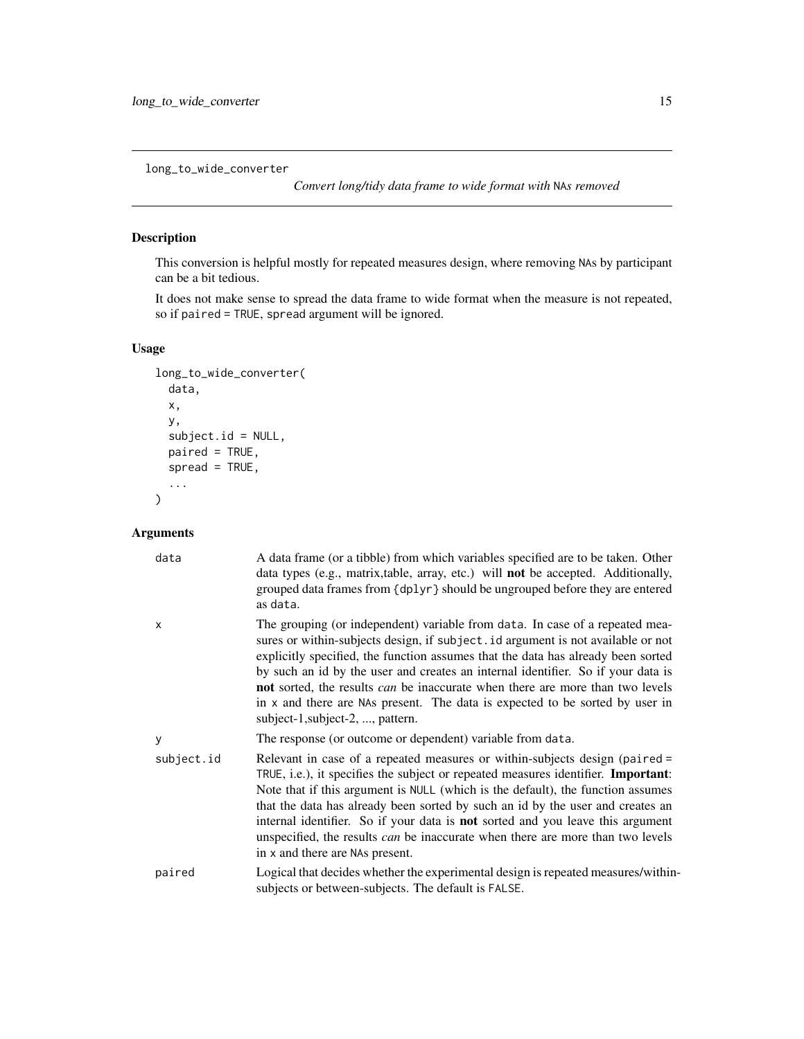long_to_wide_converter

*Convert long/tidy data frame to wide format with* NA*s removed*

## Description

This conversion is helpful mostly for repeated measures design, where removing NAs by participant can be a bit tedious.

It does not make sense to spread the data frame to wide format when the measure is not repeated, so if paired = TRUE, spread argument will be ignored.

## Usage

```
long_to_wide_converter(
  data,
  x,
  y,
  subject.id = NULL,
  paired = TRUE,
  spread = TRUE,
  ...
)
```

## Arguments

| | |
|---|---|
| data | A data frame (or a tibble) from which variables specified are to be taken. Other data types (e.g., matrix,table, array, etc.) will **not** be accepted. Additionally, grouped data frames from {dplyr} should be ungrouped before they are entered as data. |
| x | The grouping (or independent) variable from data. In case of a repeated measures or within-subjects design, if subject.id argument is not available or not explicitly specified, the function assumes that the data has already been sorted by such an id by the user and creates an internal identifier. So if your data is **not** sorted, the results *can* be inaccurate when there are more than two levels in x and there are NAs present. The data is expected to be sorted by user in subject-1,subject-2, ..., pattern. |
| y | The response (or outcome or dependent) variable from data. |
| subject.id | Relevant in case of a repeated measures or within-subjects design (paired = TRUE, i.e.), it specifies the subject or repeated measures identifier. **Important**: Note that if this argument is NULL (which is the default), the function assumes that the data has already been sorted by such an id by the user and creates an internal identifier. So if your data is **not** sorted and you leave this argument unspecified, the results *can* be inaccurate when there are more than two levels in x and there are NAs present. |
| paired | Logical that decides whether the experimental design is repeated measures/within-subjects or between-subjects. The default is FALSE. |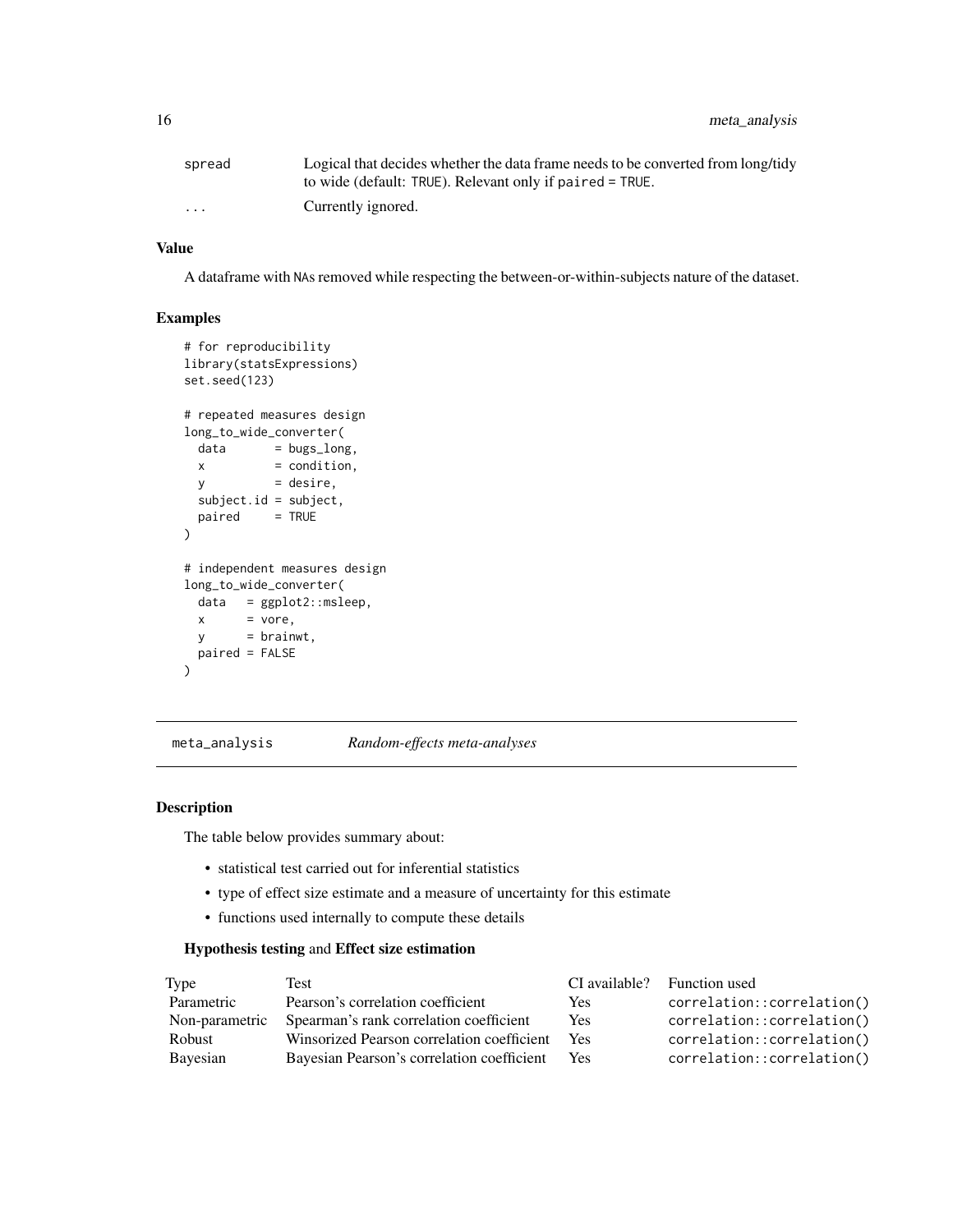| | |
|---|---|
| `spread` | Logical that decides whether the data frame needs to be converted from long/tidy to wide (default: `TRUE`). Relevant only if `paired = TRUE`. |
| `...` | Currently ignored. |

### Value

A dataframe with `NA`s removed while respecting the between-or-within-subjects nature of the dataset.

### Examples

```
# for reproducibility
library(statsExpressions)
set.seed(123)

# repeated measures design
long_to_wide_converter(
  data       = bugs_long,
  x          = condition,
  y          = desire,
  subject.id = subject,
  paired     = TRUE
)

# independent measures design
long_to_wide_converter(
  data   = ggplot2::msleep,
  x      = vore,
  y      = brainwt,
  paired = FALSE
)
```

## `meta_analysis` *Random-effects meta-analyses*

### Description

The table below provides summary about:

- statistical test carried out for inferential statistics
- type of effect size estimate and a measure of uncertainty for this estimate
- functions used internally to compute these details

**Hypothesis testing** and **Effect size estimation**

| Type | Test | CI available? | Function used |
|---|---|---|---|
| Parametric | Pearson's correlation coefficient | Yes | `correlation::correlation()` |
| Non-parametric | Spearman's rank correlation coefficient | Yes | `correlation::correlation()` |
| Robust | Winsorized Pearson correlation coefficient | Yes | `correlation::correlation()` |
| Bayesian | Bayesian Pearson's correlation coefficient | Yes | `correlation::correlation()` |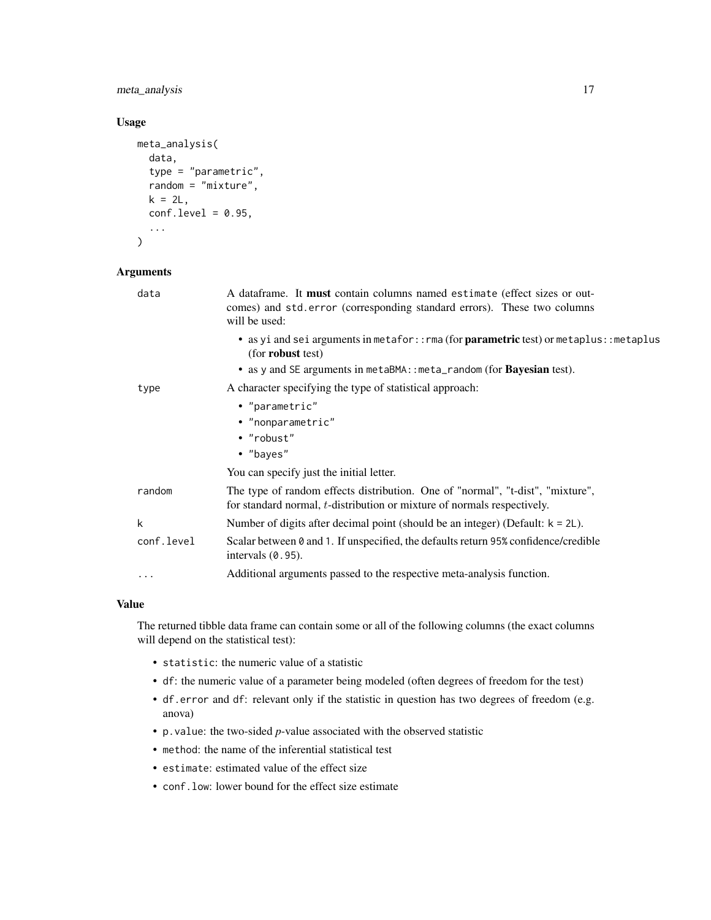### Usage

```
meta_analysis(
  data,
  type = "parametric",
  random = "mixture",
  k = 2L,
  conf.level = 0.95,
  ...
)
```

### Arguments

| | |
|---|---|
| data | A dataframe. It **must** contain columns named estimate (effect sizes or outcomes) and std.error (corresponding standard errors). These two columns will be used: <br>• as yi and sei arguments in metafor::rma (for **parametric** test) or metaplus::metaplus (for **robust** test) <br>• as y and SE arguments in metaBMA::meta_random (for **Bayesian** test). |
| type | A character specifying the type of statistical approach: <br>• "parametric" <br>• "nonparametric" <br>• "robust" <br>• "bayes" <br>You can specify just the initial letter. |
| random | The type of random effects distribution. One of "normal", "t-dist", "mixture", for standard normal, $t$-distribution or mixture of normals respectively. |
| k | Number of digits after decimal point (should be an integer) (Default: k = 2L). |
| conf.level | Scalar between 0 and 1. If unspecified, the defaults return 95% confidence/credible intervals (0.95). |
| ... | Additional arguments passed to the respective meta-analysis function. |

### Value

The returned tibble data frame can contain some or all of the following columns (the exact columns will depend on the statistical test):

- statistic: the numeric value of a statistic
- df: the numeric value of a parameter being modeled (often degrees of freedom for the test)
- df.error and df: relevant only if the statistic in question has two degrees of freedom (e.g. anova)
- p.value: the two-sided $p$-value associated with the observed statistic
- method: the name of the inferential statistical test
- estimate: estimated value of the effect size
- conf.low: lower bound for the effect size estimate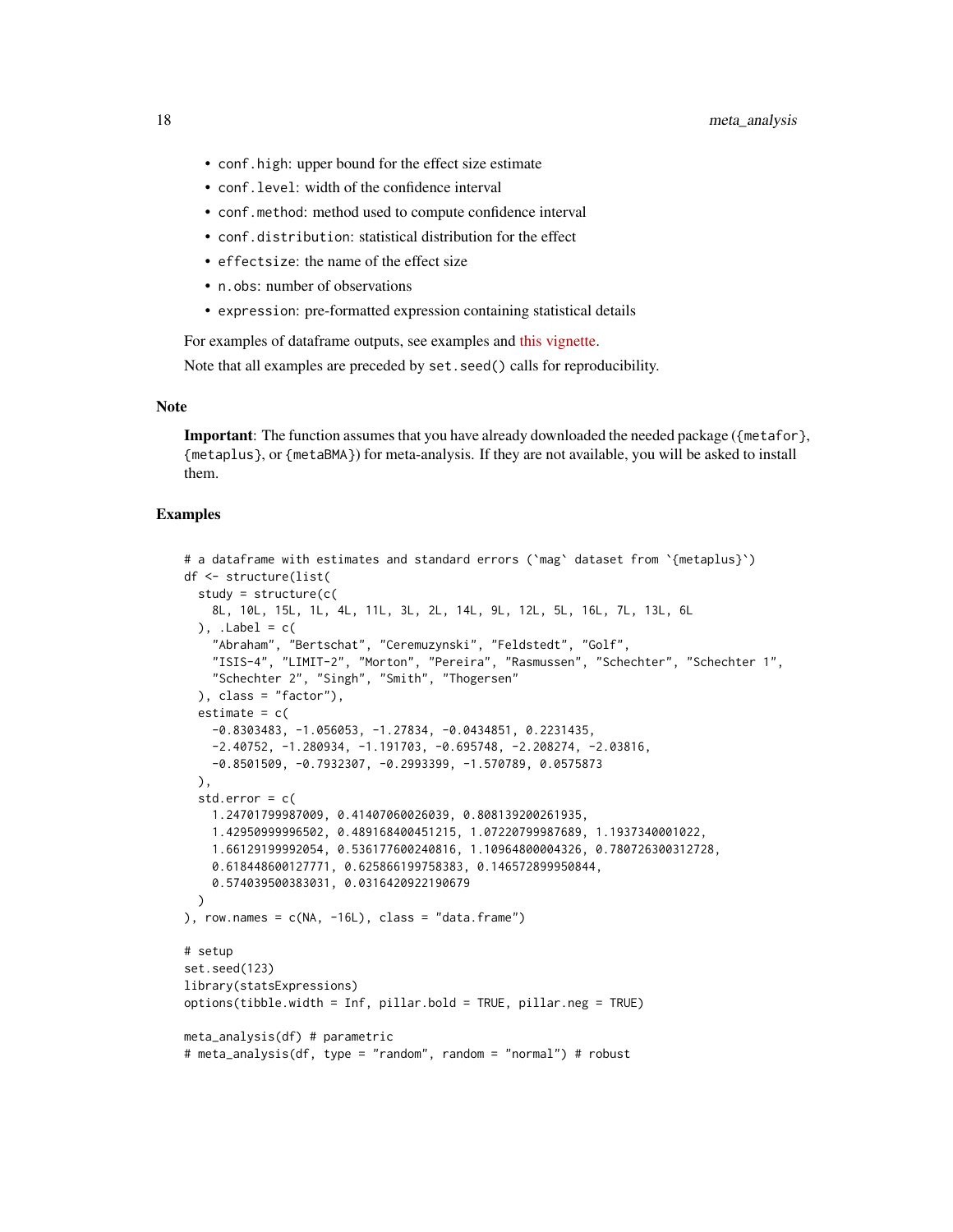- `conf.high`: upper bound for the effect size estimate
- `conf.level`: width of the confidence interval
- `conf.method`: method used to compute confidence interval
- `conf.distribution`: statistical distribution for the effect
- `effectsize`: the name of the effect size
- `n.obs`: number of observations
- `expression`: pre-formatted expression containing statistical details

For examples of dataframe outputs, see examples and this vignette.

Note that all examples are preceded by `set.seed()` calls for reproducibility.

## Note

**Important**: The function assumes that you have already downloaded the needed package ({metafor}, {metaplus}, or {metaBMA}) for meta-analysis. If they are not available, you will be asked to install them.

## Examples

```
# a dataframe with estimates and standard errors (`mag` dataset from `{metaplus}`)
df <- structure(list(
  study = structure(c(
    8L, 10L, 15L, 1L, 4L, 11L, 3L, 2L, 14L, 9L, 12L, 5L, 16L, 7L, 13L, 6L
  ), .Label = c(
    "Abraham", "Bertschat", "Ceremuzynski", "Feldstedt", "Golf",
    "ISIS-4", "LIMIT-2", "Morton", "Pereira", "Rasmussen", "Schechter", "Schechter 1",
    "Schechter 2", "Singh", "Smith", "Thogersen"
  ), class = "factor"),
  estimate = c(
    -0.8303483, -1.056053, -1.27834, -0.0434851, 0.2231435,
    -2.40752, -1.280934, -1.191703, -0.695748, -2.208274, -2.03816,
    -0.8501509, -0.7932307, -0.2993399, -1.570789, 0.0575873
  ),
  std.error = c(
    1.24701799987009, 0.41407060026039, 0.808139200261935,
    1.42950999996502, 0.489168400451215, 1.07220799987689, 1.1937340001022,
    1.66129199992054, 0.536177600240816, 1.10964800004326, 0.780726300312728,
    0.618448600127771, 0.625866199758383, 0.146572899950844,
    0.574039500383031, 0.0316420922190679
  )
), row.names = c(NA, -16L), class = "data.frame")

# setup
set.seed(123)
library(statsExpressions)
options(tibble.width = Inf, pillar.bold = TRUE, pillar.neg = TRUE)

meta_analysis(df) # parametric
# meta_analysis(df, type = "random", random = "normal") # robust
```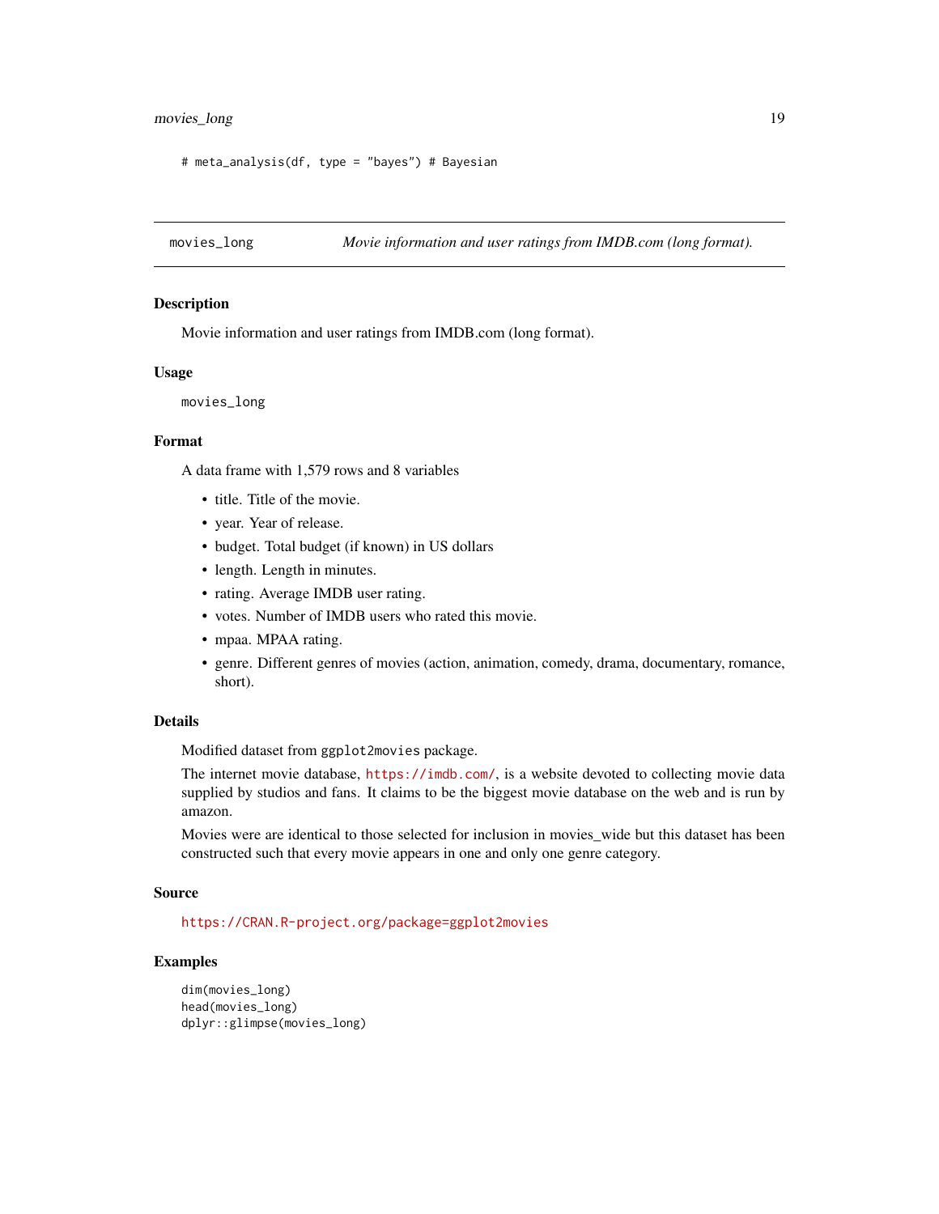```
# meta_analysis(df, type = "bayes") # Bayesian
```

## movies_long — *Movie information and user ratings from IMDB.com (long format).*

### Description

Movie information and user ratings from IMDB.com (long format).

### Usage

```
movies_long
```

### Format

A data frame with 1,579 rows and 8 variables

- title. Title of the movie.
- year. Year of release.
- budget. Total budget (if known) in US dollars
- length. Length in minutes.
- rating. Average IMDB user rating.
- votes. Number of IMDB users who rated this movie.
- mpaa. MPAA rating.
- genre. Different genres of movies (action, animation, comedy, drama, documentary, romance, short).

### Details

Modified dataset from `ggplot2movies` package.

The internet movie database, https://imdb.com/, is a website devoted to collecting movie data supplied by studios and fans. It claims to be the biggest movie database on the web and is run by amazon.

Movies were are identical to those selected for inclusion in movies_wide but this dataset has been constructed such that every movie appears in one and only one genre category.

### Source

https://CRAN.R-project.org/package=ggplot2movies

### Examples

```
dim(movies_long)
head(movies_long)
dplyr::glimpse(movies_long)
```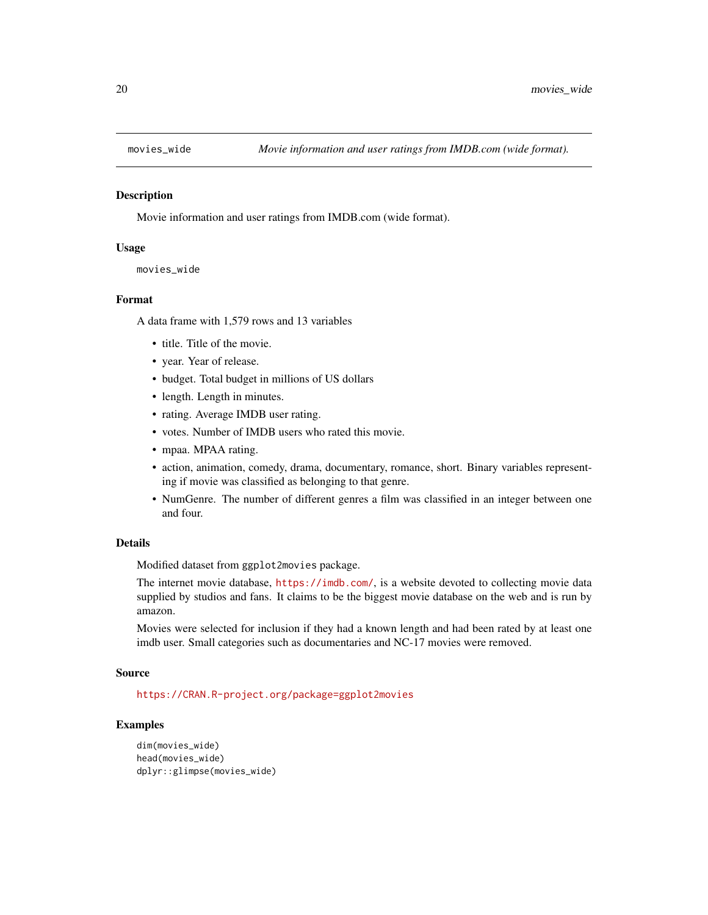movies_wide — *Movie information and user ratings from IMDB.com (wide format).*

## Description

Movie information and user ratings from IMDB.com (wide format).

## Usage

```
movies_wide
```

## Format

A data frame with 1,579 rows and 13 variables

- title. Title of the movie.
- year. Year of release.
- budget. Total budget in millions of US dollars
- length. Length in minutes.
- rating. Average IMDB user rating.
- votes. Number of IMDB users who rated this movie.
- mpaa. MPAA rating.
- action, animation, comedy, drama, documentary, romance, short. Binary variables representing if movie was classified as belonging to that genre.
- NumGenre. The number of different genres a film was classified in an integer between one and four.

## Details

Modified dataset from `ggplot2movies` package.

The internet movie database, https://imdb.com/, is a website devoted to collecting movie data supplied by studios and fans. It claims to be the biggest movie database on the web and is run by amazon.

Movies were selected for inclusion if they had a known length and had been rated by at least one imdb user. Small categories such as documentaries and NC-17 movies were removed.

## Source

https://CRAN.R-project.org/package=ggplot2movies

## Examples

```
dim(movies_wide)
head(movies_wide)
dplyr::glimpse(movies_wide)
```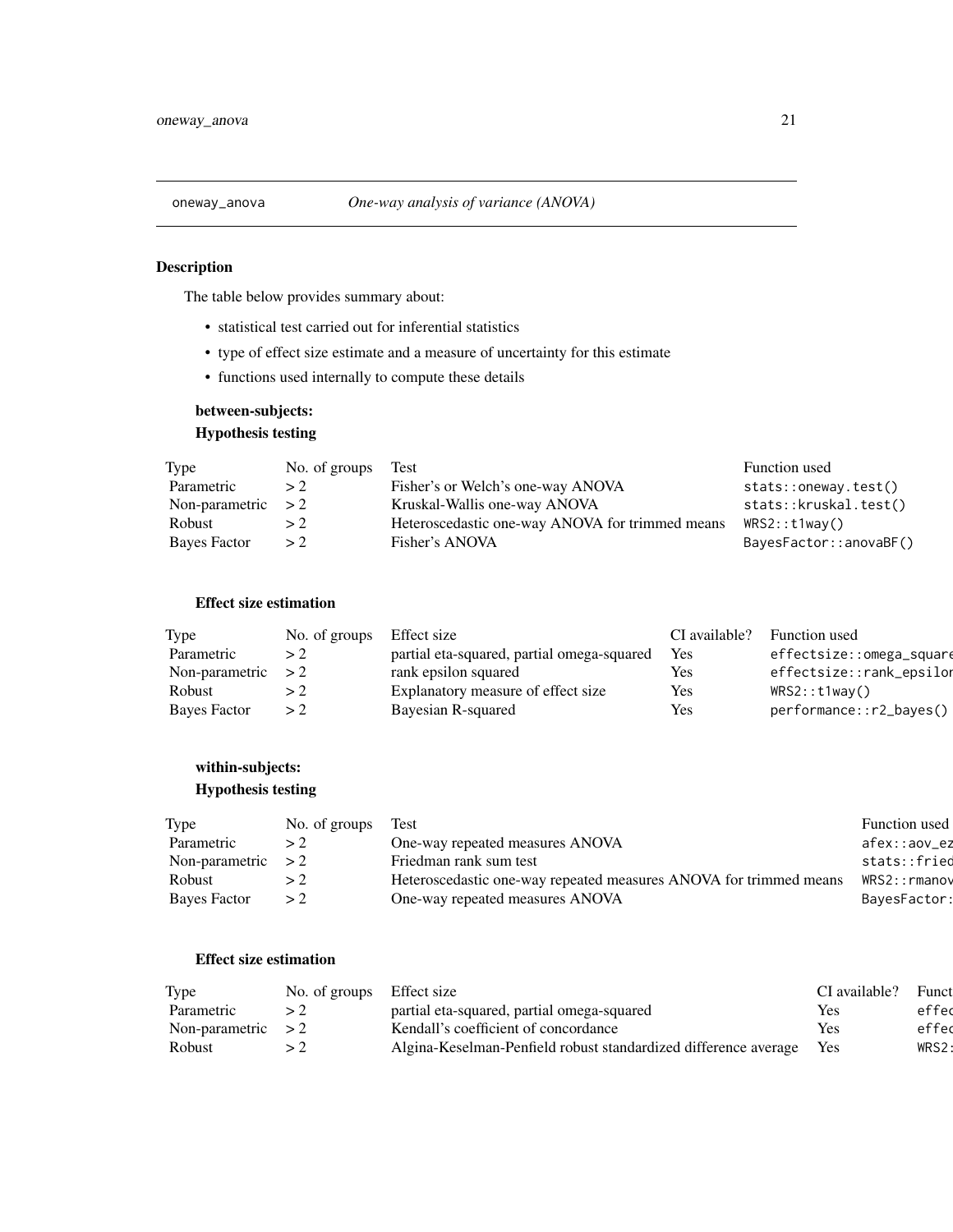## oneway_anova — *One-way analysis of variance (ANOVA)*

### Description

The table below provides summary about:

- statistical test carried out for inferential statistics
- type of effect size estimate and a measure of uncertainty for this estimate
- functions used internally to compute these details

**between-subjects:**

**Hypothesis testing**

| Type | No. of groups | Test | Function used |
|---|---|---|---|
| Parametric | > 2 | Fisher's or Welch's one-way ANOVA | `stats::oneway.test()` |
| Non-parametric | > 2 | Kruskal-Wallis one-way ANOVA | `stats::kruskal.test()` |
| Robust | > 2 | Heteroscedastic one-way ANOVA for trimmed means | `WRS2::t1way()` |
| Bayes Factor | > 2 | Fisher's ANOVA | `BayesFactor::anovaBF()` |

**Effect size estimation**

| Type | No. of groups | Effect size | CI available? | Function used |
|---|---|---|---|---|
| Parametric | > 2 | partial eta-squared, partial omega-squared | Yes | `effectsize::omega_square` |
| Non-parametric | > 2 | rank epsilon squared | Yes | `effectsize::rank_epsilon` |
| Robust | > 2 | Explanatory measure of effect size | Yes | `WRS2::t1way()` |
| Bayes Factor | > 2 | Bayesian R-squared | Yes | `performance::r2_bayes()` |

**within-subjects:**

**Hypothesis testing**

| Type | No. of groups | Test | Function used |
|---|---|---|---|
| Parametric | > 2 | One-way repeated measures ANOVA | `afex::aov_ez` |
| Non-parametric | > 2 | Friedman rank sum test | `stats::fried` |
| Robust | > 2 | Heteroscedastic one-way repeated measures ANOVA for trimmed means | `WRS2::rmanov` |
| Bayes Factor | > 2 | One-way repeated measures ANOVA | `BayesFactor:` |

**Effect size estimation**

| Type | No. of groups | Effect size | CI available? | Funct |
|---|---|---|---|---|
| Parametric | > 2 | partial eta-squared, partial omega-squared | Yes | `effec` |
| Non-parametric | > 2 | Kendall's coefficient of concordance | Yes | `effec` |
| Robust | > 2 | Algina-Keselman-Penfield robust standardized difference average | Yes | `WRS2:` |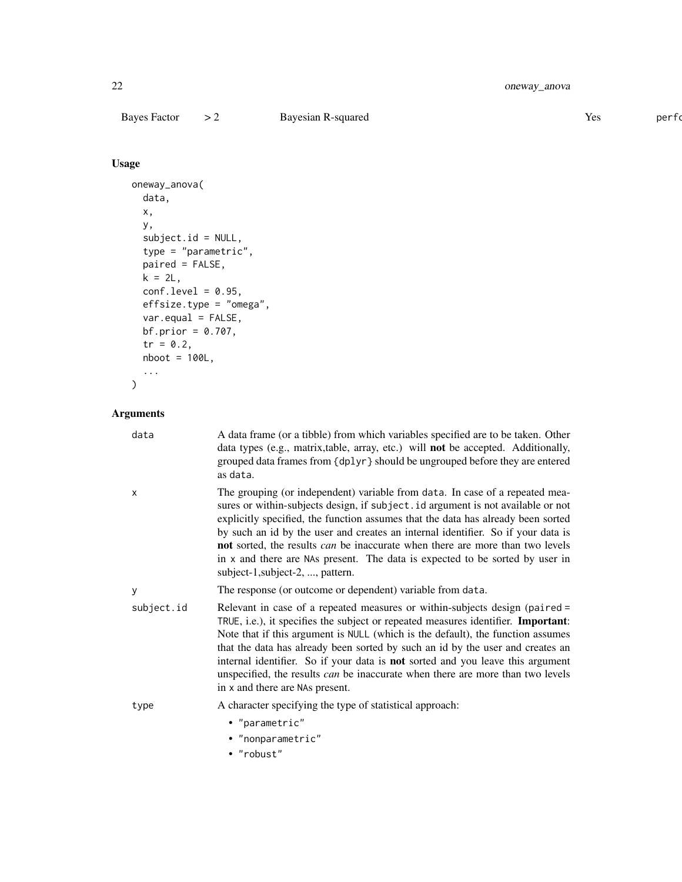| Bayes Factor | > 2 | Bayesian R-squared | Yes | perfo |
| --- | --- | --- | --- | --- |

## Usage

```
oneway_anova(
  data,
  x,
  y,
  subject.id = NULL,
  type = "parametric",
  paired = FALSE,
  k = 2L,
  conf.level = 0.95,
  effsize.type = "omega",
  var.equal = FALSE,
  bf.prior = 0.707,
  tr = 0.2,
  nboot = 100L,
  ...
)
```

## Arguments

`data` A data frame (or a tibble) from which variables specified are to be taken. Other data types (e.g., matrix,table, array, etc.) will **not** be accepted. Additionally, grouped data frames from `{dplyr}` should be ungrouped before they are entered as `data`.

`x` The grouping (or independent) variable from `data`. In case of a repeated measures or within-subjects design, if `subject.id` argument is not available or not explicitly specified, the function assumes that the data has already been sorted by such an id by the user and creates an internal identifier. So if your data is **not** sorted, the results *can* be inaccurate when there are more than two levels in `x` and there are `NA`s present. The data is expected to be sorted by user in subject-1,subject-2, ..., pattern.

`y` The response (or outcome or dependent) variable from `data`.

`subject.id` Relevant in case of a repeated measures or within-subjects design (`paired = TRUE`, i.e.), it specifies the subject or repeated measures identifier. **Important**: Note that if this argument is `NULL` (which is the default), the function assumes that the data has already been sorted by such an id by the user and creates an internal identifier. So if your data is **not** sorted and you leave this argument unspecified, the results *can* be inaccurate when there are more than two levels in `x` and there are `NA`s present.

`type` A character specifying the type of statistical approach:

- `"parametric"`
- `"nonparametric"`
- `"robust"`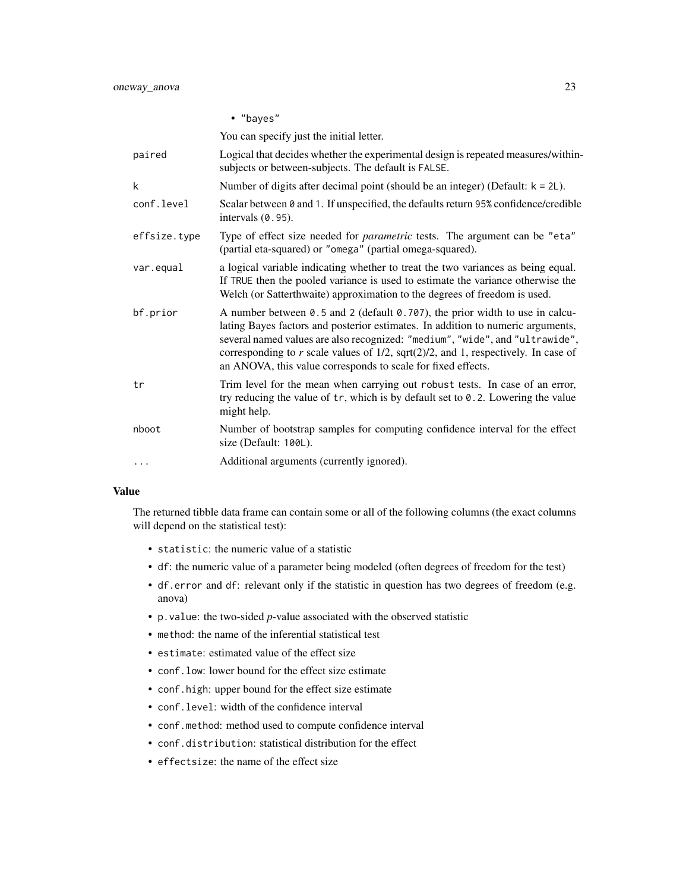- "bayes"

You can specify just the initial letter.

| | |
|---|---|
| paired | Logical that decides whether the experimental design is repeated measures/within-subjects or between-subjects. The default is FALSE. |
| k | Number of digits after decimal point (should be an integer) (Default: k = 2L). |
| conf.level | Scalar between 0 and 1. If unspecified, the defaults return 95% confidence/credible intervals (0.95). |
| effsize.type | Type of effect size needed for *parametric* tests. The argument can be "eta" (partial eta-squared) or "omega" (partial omega-squared). |
| var.equal | a logical variable indicating whether to treat the two variances as being equal. If TRUE then the pooled variance is used to estimate the variance otherwise the Welch (or Satterthwaite) approximation to the degrees of freedom is used. |
| bf.prior | A number between 0.5 and 2 (default 0.707), the prior width to use in calculating Bayes factors and posterior estimates. In addition to numeric arguments, several named values are also recognized: "medium", "wide", and "ultrawide", corresponding to *r* scale values of 1/2, sqrt(2)/2, and 1, respectively. In case of an ANOVA, this value corresponds to scale for fixed effects. |
| tr | Trim level for the mean when carrying out robust tests. In case of an error, try reducing the value of tr, which is by default set to 0.2. Lowering the value might help. |
| nboot | Number of bootstrap samples for computing confidence interval for the effect size (Default: 100L). |
| ... | Additional arguments (currently ignored). |

## Value

The returned tibble data frame can contain some or all of the following columns (the exact columns will depend on the statistical test):

- statistic: the numeric value of a statistic
- df: the numeric value of a parameter being modeled (often degrees of freedom for the test)
- df.error and df: relevant only if the statistic in question has two degrees of freedom (e.g. anova)
- p.value: the two-sided *p*-value associated with the observed statistic
- method: the name of the inferential statistical test
- estimate: estimated value of the effect size
- conf.low: lower bound for the effect size estimate
- conf.high: upper bound for the effect size estimate
- conf.level: width of the confidence interval
- conf.method: method used to compute confidence interval
- conf.distribution: statistical distribution for the effect
- effectsize: the name of the effect size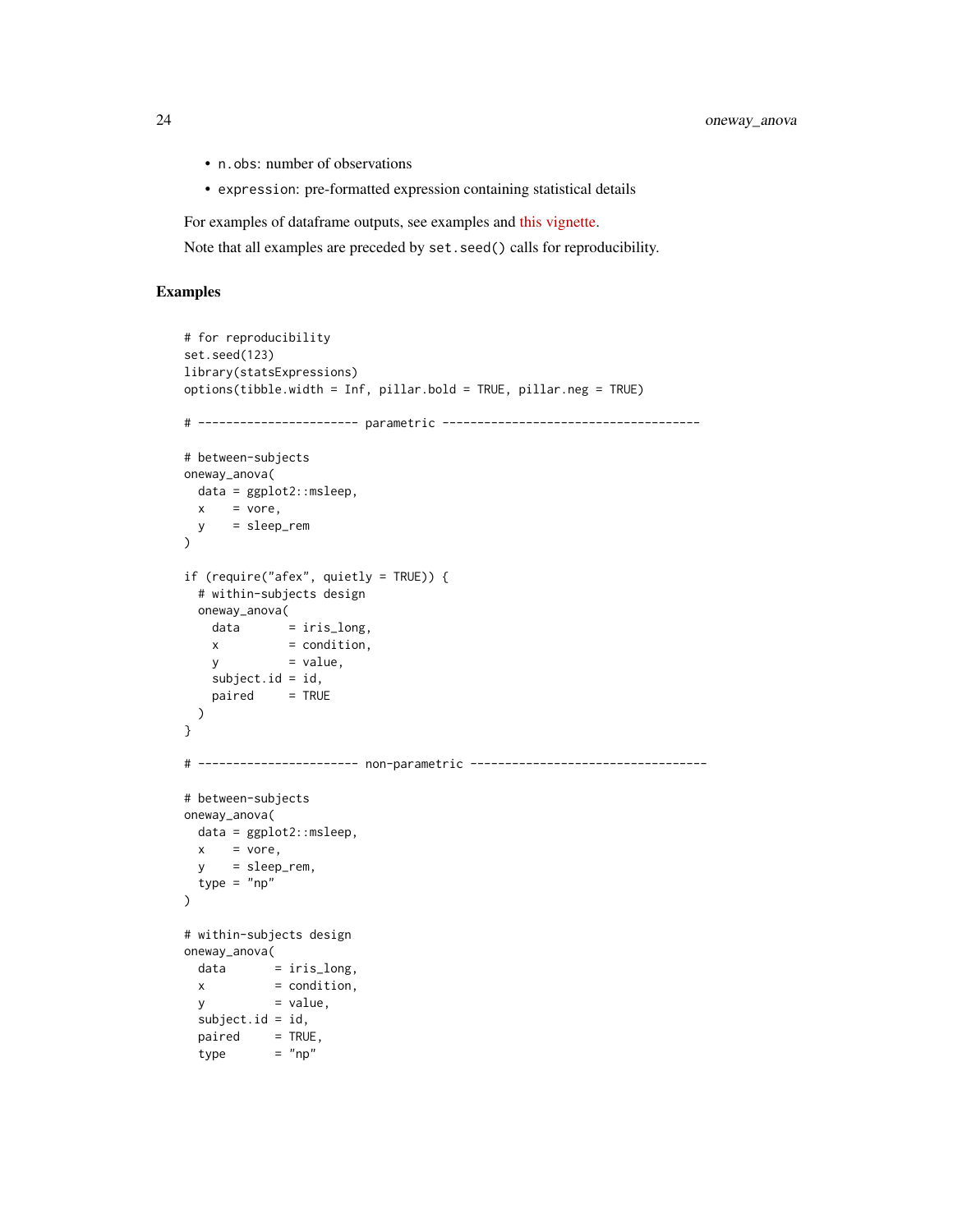- `n.obs`: number of observations
- `expression`: pre-formatted expression containing statistical details

For examples of dataframe outputs, see examples and this vignette.

Note that all examples are preceded by `set.seed()` calls for reproducibility.

## Examples

```
# for reproducibility
set.seed(123)
library(statsExpressions)
options(tibble.width = Inf, pillar.bold = TRUE, pillar.neg = TRUE)

# ----------------------- parametric ------------------------------------

# between-subjects
oneway_anova(
  data = ggplot2::msleep,
  x    = vore,
  y    = sleep_rem
)

if (require("afex", quietly = TRUE)) {
  # within-subjects design
  oneway_anova(
    data       = iris_long,
    x          = condition,
    y          = value,
    subject.id = id,
    paired     = TRUE
  )
}

# ----------------------- non-parametric ---------------------------------

# between-subjects
oneway_anova(
  data = ggplot2::msleep,
  x    = vore,
  y    = sleep_rem,
  type = "np"
)

# within-subjects design
oneway_anova(
  data       = iris_long,
  x          = condition,
  y          = value,
  subject.id = id,
  paired     = TRUE,
  type       = "np"
```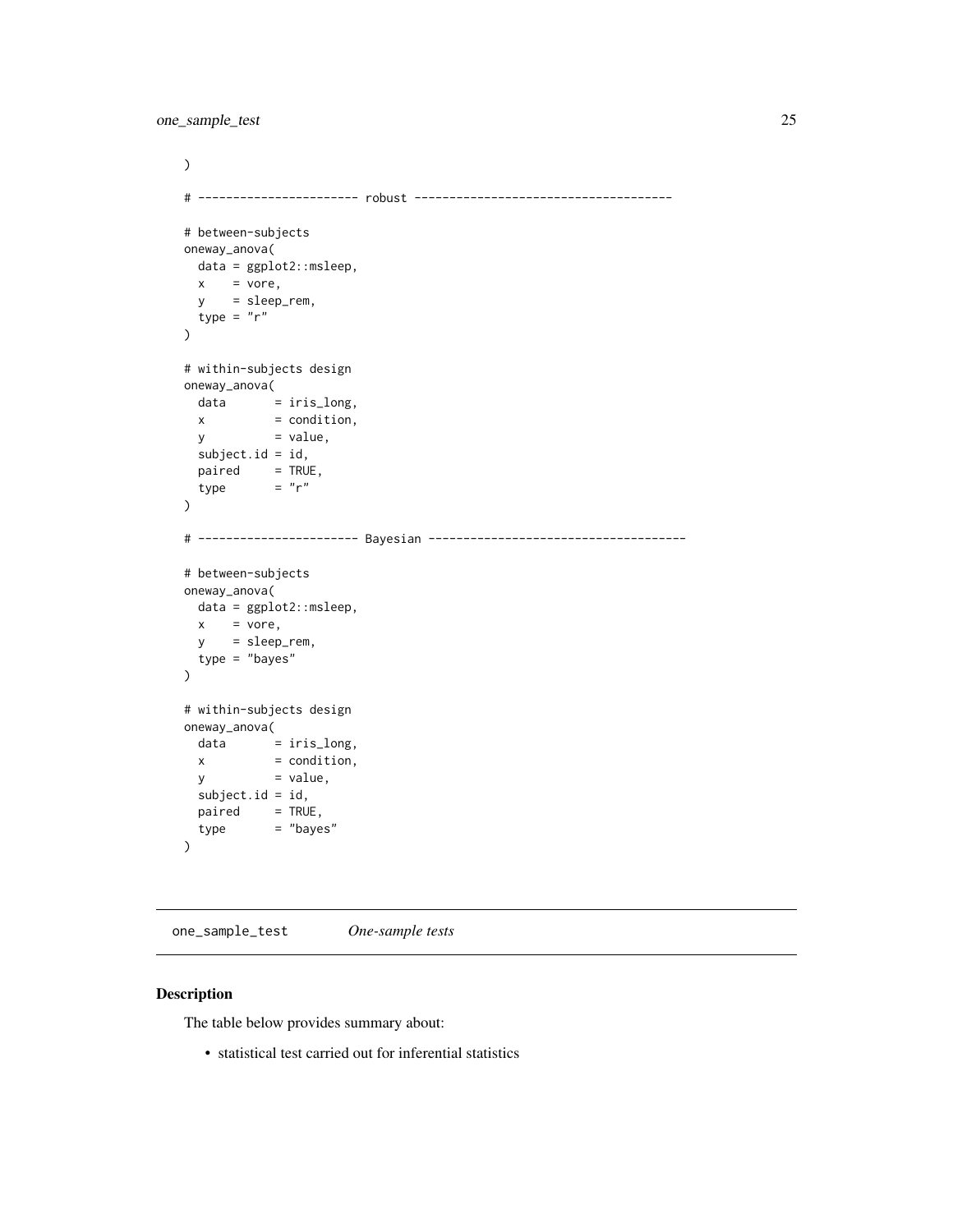```
)

# ---------------------- robust ------------------------------------

# between-subjects
oneway_anova(
  data = ggplot2::msleep,
  x    = vore,
  y    = sleep_rem,
  type = "r"
)

# within-subjects design
oneway_anova(
  data       = iris_long,
  x          = condition,
  y          = value,
  subject.id = id,
  paired     = TRUE,
  type       = "r"
)

# ---------------------- Bayesian ------------------------------------

# between-subjects
oneway_anova(
  data = ggplot2::msleep,
  x    = vore,
  y    = sleep_rem,
  type = "bayes"
)

# within-subjects design
oneway_anova(
  data       = iris_long,
  x          = condition,
  y          = value,
  subject.id = id,
  paired     = TRUE,
  type       = "bayes"
)
```

## one_sample_test *One-sample tests*

### Description

The table below provides summary about:

- statistical test carried out for inferential statistics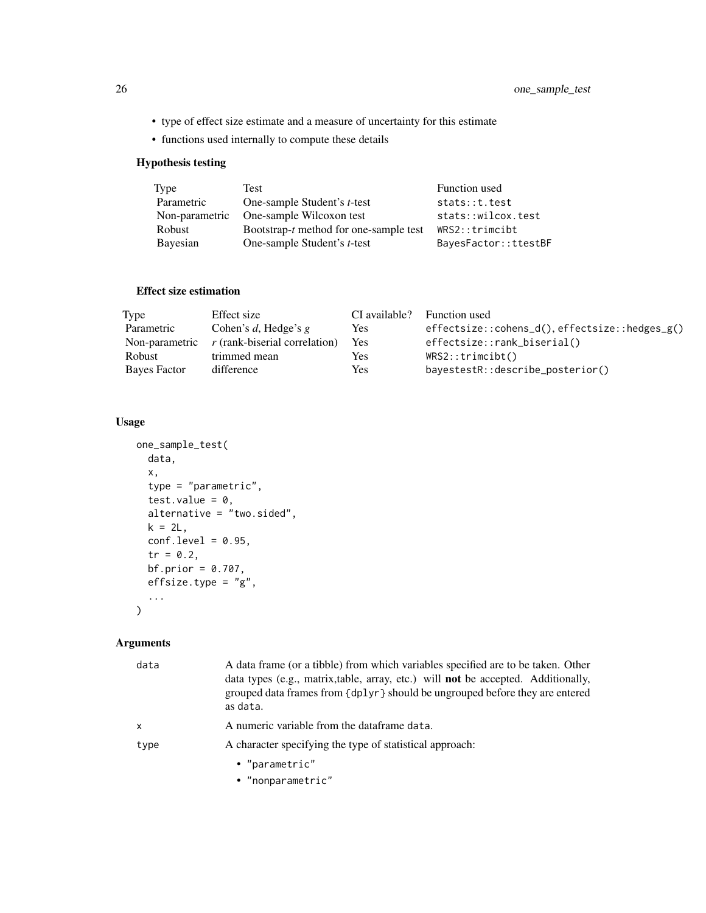- type of effect size estimate and a measure of uncertainty for this estimate
- functions used internally to compute these details

### Hypothesis testing

| Type | Test | Function used |
|---|---|---|
| Parametric | One-sample Student's *t*-test | `stats::t.test` |
| Non-parametric | One-sample Wilcoxon test | `stats::wilcox.test` |
| Robust | Bootstrap-*t* method for one-sample test | `WRS2::trimcibt` |
| Bayesian | One-sample Student's *t*-test | `BayesFactor::ttestBF` |

### Effect size estimation

| Type | Effect size | CI available? | Function used |
|---|---|---|---|
| Parametric | Cohen's *d*, Hedge's *g* | Yes | `effectsize::cohens_d()`, `effectsize::hedges_g()` |
| Non-parametric | *r* (rank-biserial correlation) | Yes | `effectsize::rank_biserial()` |
| Robust | trimmed mean | Yes | `WRS2::trimcibt()` |
| Bayes Factor | difference | Yes | `bayestestR::describe_posterior()` |

## Usage

```
one_sample_test(
  data,
  x,
  type = "parametric",
  test.value = 0,
  alternative = "two.sided",
  k = 2L,
  conf.level = 0.95,
  tr = 0.2,
  bf.prior = 0.707,
  effsize.type = "g",
  ...
)
```

## Arguments

`data` A data frame (or a tibble) from which variables specified are to be taken. Other data types (e.g., matrix,table, array, etc.) will **not** be accepted. Additionally, grouped data frames from `{dplyr}` should be ungrouped before they are entered as `data`.

`x` A numeric variable from the dataframe `data`.

`type` A character specifying the type of statistical approach:

- `"parametric"`
- `"nonparametric"`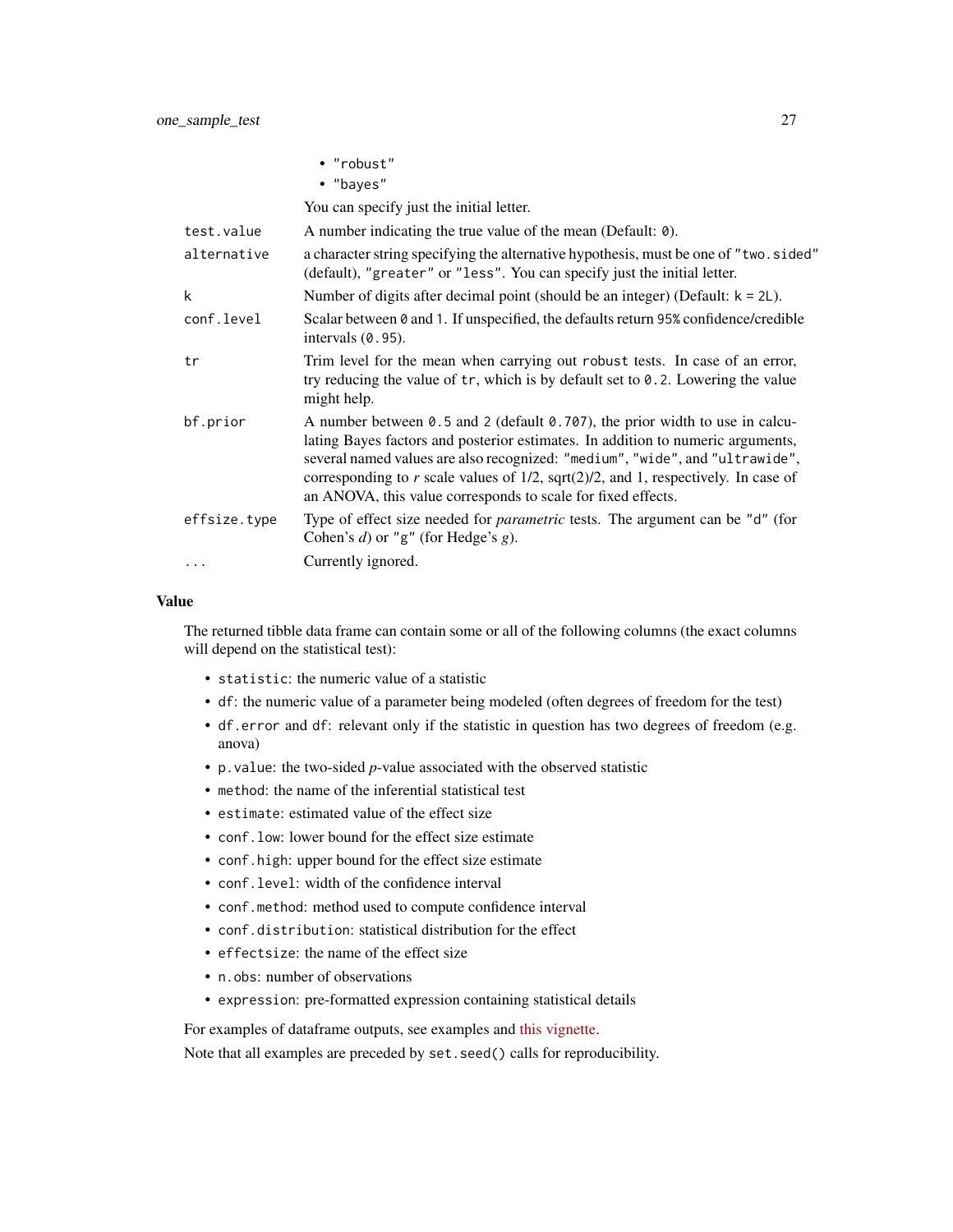- "robust"
- "bayes"

You can specify just the initial letter.

| | |
|---|---|
| test.value | A number indicating the true value of the mean (Default: 0). |
| alternative | a character string specifying the alternative hypothesis, must be one of "two.sided" (default), "greater" or "less". You can specify just the initial letter. |
| k | Number of digits after decimal point (should be an integer) (Default: k = 2L). |
| conf.level | Scalar between 0 and 1. If unspecified, the defaults return 95% confidence/credible intervals (0.95). |
| tr | Trim level for the mean when carrying out robust tests. In case of an error, try reducing the value of tr, which is by default set to 0.2. Lowering the value might help. |
| bf.prior | A number between 0.5 and 2 (default 0.707), the prior width to use in calculating Bayes factors and posterior estimates. In addition to numeric arguments, several named values are also recognized: "medium", "wide", and "ultrawide", corresponding to *r* scale values of 1/2, sqrt(2)/2, and 1, respectively. In case of an ANOVA, this value corresponds to scale for fixed effects. |
| effsize.type | Type of effect size needed for *parametric* tests. The argument can be "d" (for Cohen's *d*) or "g" (for Hedge's *g*). |
| ... | Currently ignored. |

## Value

The returned tibble data frame can contain some or all of the following columns (the exact columns will depend on the statistical test):

- statistic: the numeric value of a statistic
- df: the numeric value of a parameter being modeled (often degrees of freedom for the test)
- df.error and df: relevant only if the statistic in question has two degrees of freedom (e.g. anova)
- p.value: the two-sided *p*-value associated with the observed statistic
- method: the name of the inferential statistical test
- estimate: estimated value of the effect size
- conf.low: lower bound for the effect size estimate
- conf.high: upper bound for the effect size estimate
- conf.level: width of the confidence interval
- conf.method: method used to compute confidence interval
- conf.distribution: statistical distribution for the effect
- effectsize: the name of the effect size
- n.obs: number of observations
- expression: pre-formatted expression containing statistical details

For examples of dataframe outputs, see examples and this vignette.

Note that all examples are preceded by set.seed() calls for reproducibility.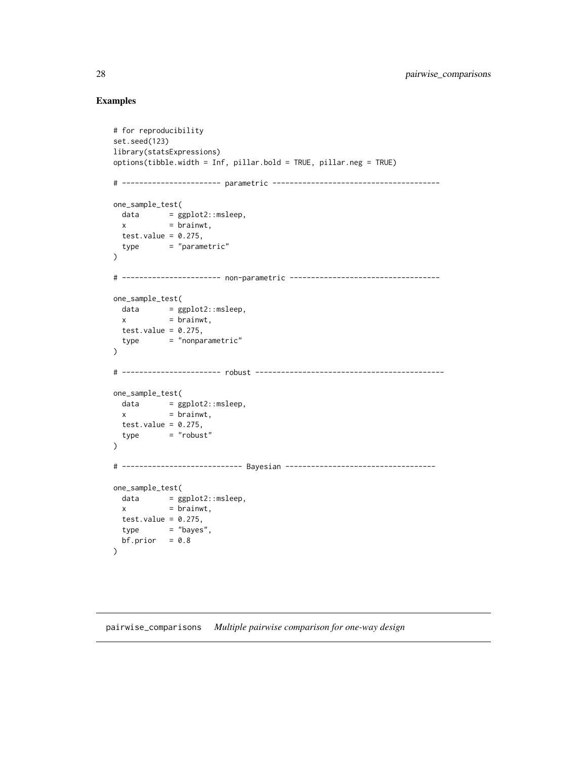## Examples

```
# for reproducibility
set.seed(123)
library(statsExpressions)
options(tibble.width = Inf, pillar.bold = TRUE, pillar.neg = TRUE)

# ----------------------- parametric ---------------------------------------

one_sample_test(
  data       = ggplot2::msleep,
  x          = brainwt,
  test.value = 0.275,
  type       = "parametric"
)

# ----------------------- non-parametric -----------------------------------

one_sample_test(
  data       = ggplot2::msleep,
  x          = brainwt,
  test.value = 0.275,
  type       = "nonparametric"
)

# ----------------------- robust -------------------------------------------

one_sample_test(
  data       = ggplot2::msleep,
  x          = brainwt,
  test.value = 0.275,
  type       = "robust"
)

# ---------------------------- Bayesian -----------------------------------

one_sample_test(
  data       = ggplot2::msleep,
  x          = brainwt,
  test.value = 0.275,
  type       = "bayes",
  bf.prior   = 0.8
)
```

---

## pairwise_comparisons    *Multiple pairwise comparison for one-way design*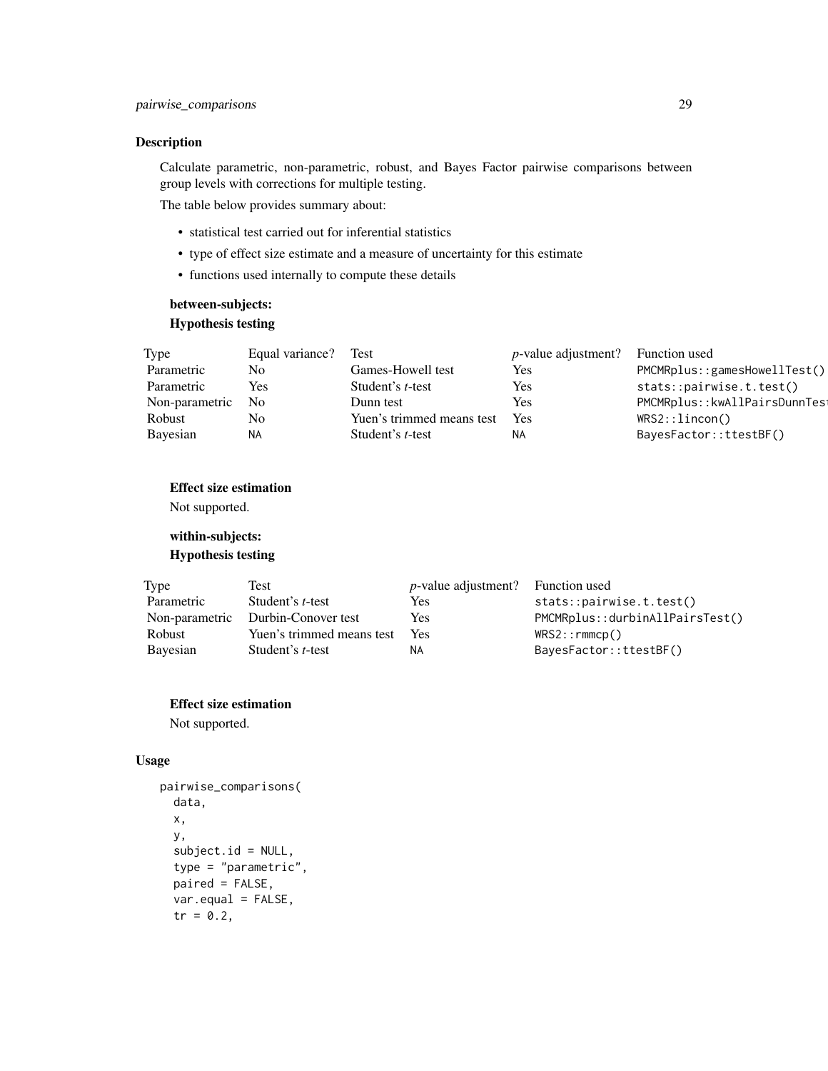## Description

Calculate parametric, non-parametric, robust, and Bayes Factor pairwise comparisons between group levels with corrections for multiple testing.

The table below provides summary about:

- statistical test carried out for inferential statistics
- type of effect size estimate and a measure of uncertainty for this estimate
- functions used internally to compute these details

**between-subjects:**

**Hypothesis testing**

| Type | Equal variance? | Test | *p*-value adjustment? | Function used |
|---|---|---|---|---|
| Parametric | No | Games-Howell test | Yes | `PMCMRplus::gamesHowellTest()` |
| Parametric | Yes | Student's *t*-test | Yes | `stats::pairwise.t.test()` |
| Non-parametric | No | Dunn test | Yes | `PMCMRplus::kwAllPairsDunnTes` |
| Robust | No | Yuen's trimmed means test | Yes | `WRS2::lincon()` |
| Bayesian | NA | Student's *t*-test | NA | `BayesFactor::ttestBF()` |

**Effect size estimation**

Not supported.

**within-subjects:**

**Hypothesis testing**

| Type | Test | *p*-value adjustment? | Function used |
|---|---|---|---|
| Parametric | Student's *t*-test | Yes | `stats::pairwise.t.test()` |
| Non-parametric | Durbin-Conover test | Yes | `PMCMRplus::durbinAllPairsTest()` |
| Robust | Yuen's trimmed means test | Yes | `WRS2::rmmcp()` |
| Bayesian | Student's *t*-test | NA | `BayesFactor::ttestBF()` |

**Effect size estimation**

Not supported.

## Usage

```
pairwise_comparisons(
  data,
  x,
  y,
  subject.id = NULL,
  type = "parametric",
  paired = FALSE,
  var.equal = FALSE,
  tr = 0.2,
```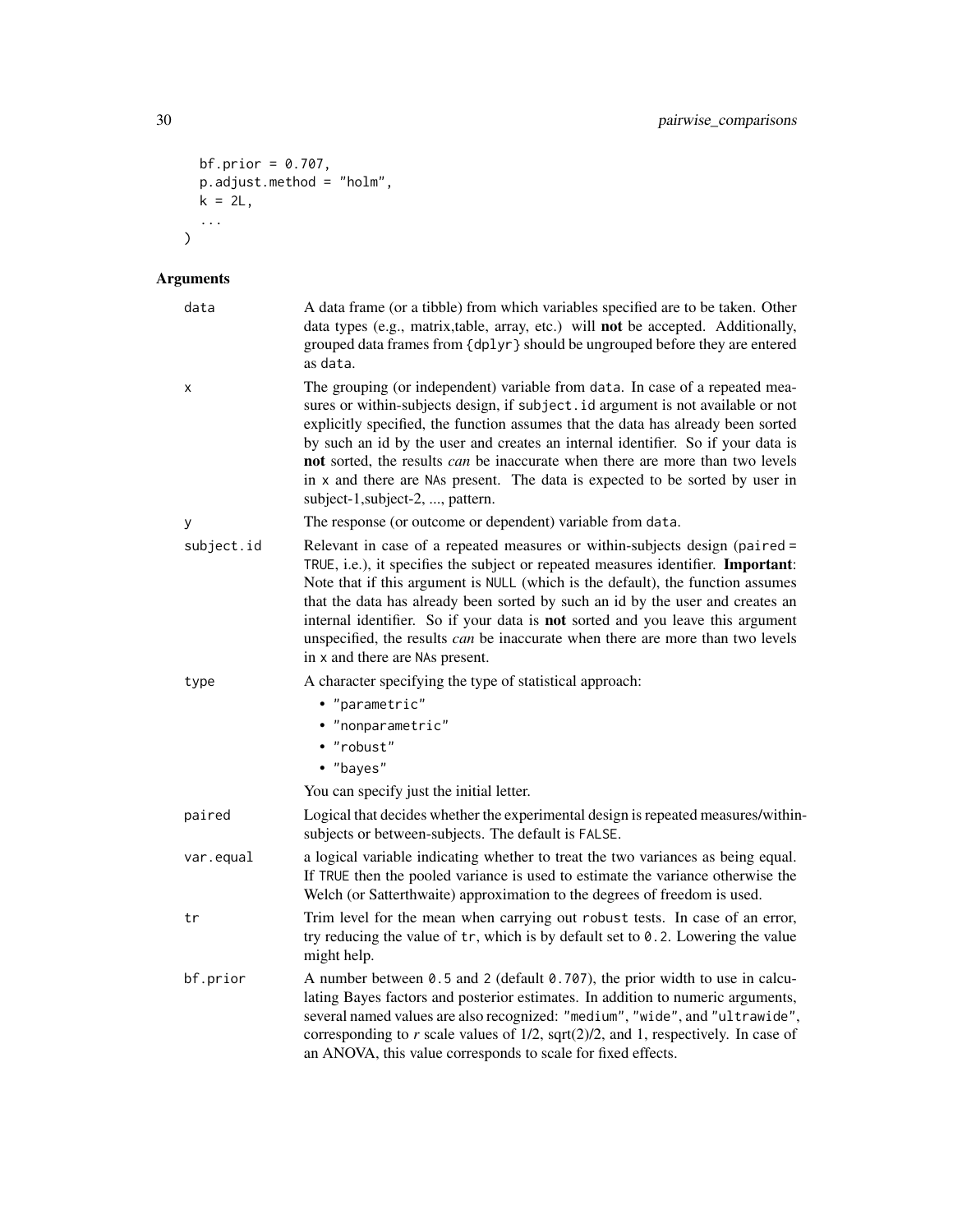```
  bf.prior = 0.707,
  p.adjust.method = "holm",
  k = 2L,
  ...
)
```

## Arguments

**data** A data frame (or a tibble) from which variables specified are to be taken. Other data types (e.g., matrix,table, array, etc.) will **not** be accepted. Additionally, grouped data frames from `{dplyr}` should be ungrouped before they are entered as `data`.

**x** The grouping (or independent) variable from `data`. In case of a repeated measures or within-subjects design, if `subject.id` argument is not available or not explicitly specified, the function assumes that the data has already been sorted by such an id by the user and creates an internal identifier. So if your data is **not** sorted, the results *can* be inaccurate when there are more than two levels in `x` and there are `NA`s present. The data is expected to be sorted by user in subject-1,subject-2, ..., pattern.

**y** The response (or outcome or dependent) variable from `data`.

**subject.id** Relevant in case of a repeated measures or within-subjects design (`paired = TRUE`, i.e.), it specifies the subject or repeated measures identifier. **Important**: Note that if this argument is `NULL` (which is the default), the function assumes that the data has already been sorted by such an id by the user and creates an internal identifier. So if your data is **not** sorted and you leave this argument unspecified, the results *can* be inaccurate when there are more than two levels in `x` and there are `NA`s present.

**type** A character specifying the type of statistical approach:

- `"parametric"`
- `"nonparametric"`
- `"robust"`
- `"bayes"`

You can specify just the initial letter.

**paired** Logical that decides whether the experimental design is repeated measures/within-subjects or between-subjects. The default is `FALSE`.

**var.equal** a logical variable indicating whether to treat the two variances as being equal. If `TRUE` then the pooled variance is used to estimate the variance otherwise the Welch (or Satterthwaite) approximation to the degrees of freedom is used.

**tr** Trim level for the mean when carrying out `robust` tests. In case of an error, try reducing the value of `tr`, which is by default set to `0.2`. Lowering the value might help.

**bf.prior** A number between `0.5` and `2` (default `0.707`), the prior width to use in calculating Bayes factors and posterior estimates. In addition to numeric arguments, several named values are also recognized: `"medium"`, `"wide"`, and `"ultrawide"`, corresponding to *r* scale values of 1/2, sqrt(2)/2, and 1, respectively. In case of an ANOVA, this value corresponds to scale for fixed effects.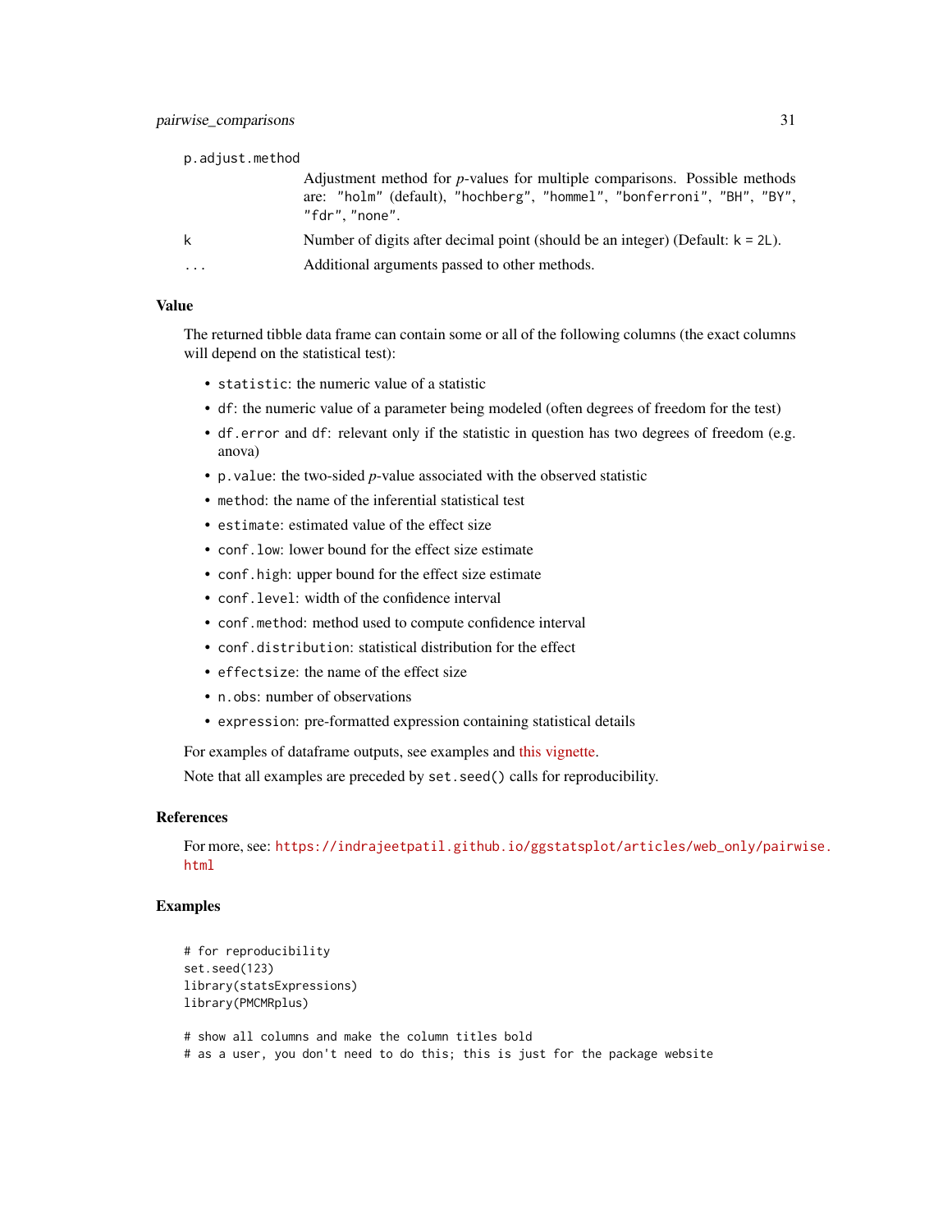p.adjust.method
: Adjustment method for *p*-values for multiple comparisons. Possible methods are: "holm" (default), "hochberg", "hommel", "bonferroni", "BH", "BY", "fdr", "none".

k
: Number of digits after decimal point (should be an integer) (Default: k = 2L).

...
: Additional arguments passed to other methods.

## Value

The returned tibble data frame can contain some or all of the following columns (the exact columns will depend on the statistical test):

- `statistic`: the numeric value of a statistic
- `df`: the numeric value of a parameter being modeled (often degrees of freedom for the test)
- `df.error` and `df`: relevant only if the statistic in question has two degrees of freedom (e.g. anova)
- `p.value`: the two-sided *p*-value associated with the observed statistic
- `method`: the name of the inferential statistical test
- `estimate`: estimated value of the effect size
- `conf.low`: lower bound for the effect size estimate
- `conf.high`: upper bound for the effect size estimate
- `conf.level`: width of the confidence interval
- `conf.method`: method used to compute confidence interval
- `conf.distribution`: statistical distribution for the effect
- `effectsize`: the name of the effect size
- `n.obs`: number of observations
- `expression`: pre-formatted expression containing statistical details

For examples of dataframe outputs, see examples and this vignette.

Note that all examples are preceded by `set.seed()` calls for reproducibility.

## References

For more, see: https://indrajeetpatil.github.io/ggstatsplot/articles/web_only/pairwise.html

## Examples

```
# for reproducibility
set.seed(123)
library(statsExpressions)
library(PMCMRplus)

# show all columns and make the column titles bold
# as a user, you don't need to do this; this is just for the package website
```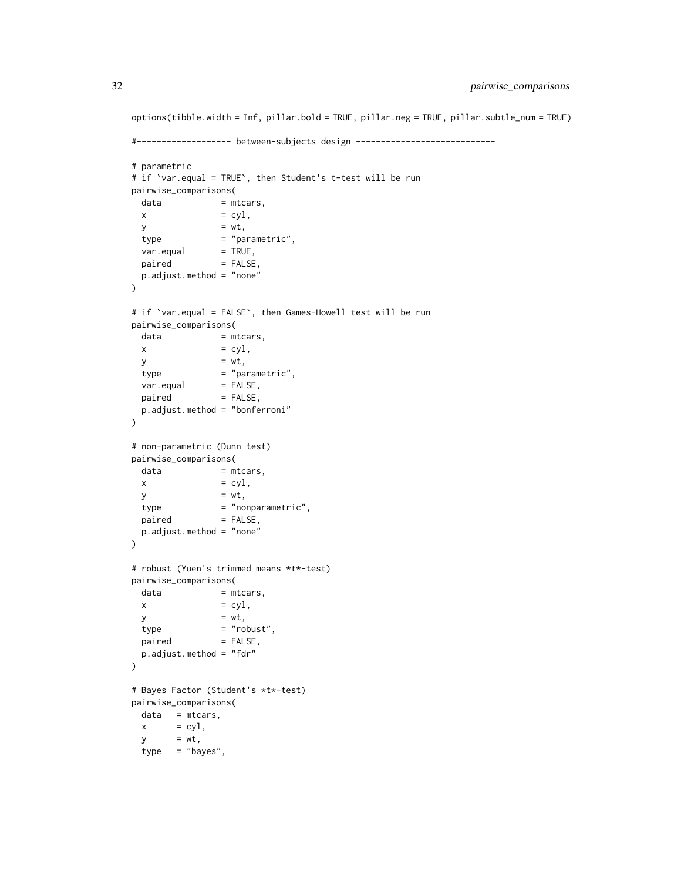```
options(tibble.width = Inf, pillar.bold = TRUE, pillar.neg = TRUE, pillar.subtle_num = TRUE)

#------------------- between-subjects design ----------------------------

# parametric
# if `var.equal = TRUE`, then Student's t-test will be run
pairwise_comparisons(
  data            = mtcars,
  x               = cyl,
  y               = wt,
  type            = "parametric",
  var.equal       = TRUE,
  paired          = FALSE,
  p.adjust.method = "none"
)

# if `var.equal = FALSE`, then Games-Howell test will be run
pairwise_comparisons(
  data            = mtcars,
  x               = cyl,
  y               = wt,
  type            = "parametric",
  var.equal       = FALSE,
  paired          = FALSE,
  p.adjust.method = "bonferroni"
)

# non-parametric (Dunn test)
pairwise_comparisons(
  data            = mtcars,
  x               = cyl,
  y               = wt,
  type            = "nonparametric",
  paired          = FALSE,
  p.adjust.method = "none"
)

# robust (Yuen's trimmed means *t*-test)
pairwise_comparisons(
  data            = mtcars,
  x               = cyl,
  y               = wt,
  type            = "robust",
  paired          = FALSE,
  p.adjust.method = "fdr"
)

# Bayes Factor (Student's *t*-test)
pairwise_comparisons(
  data   = mtcars,
  x      = cyl,
  y      = wt,
  type   = "bayes",
```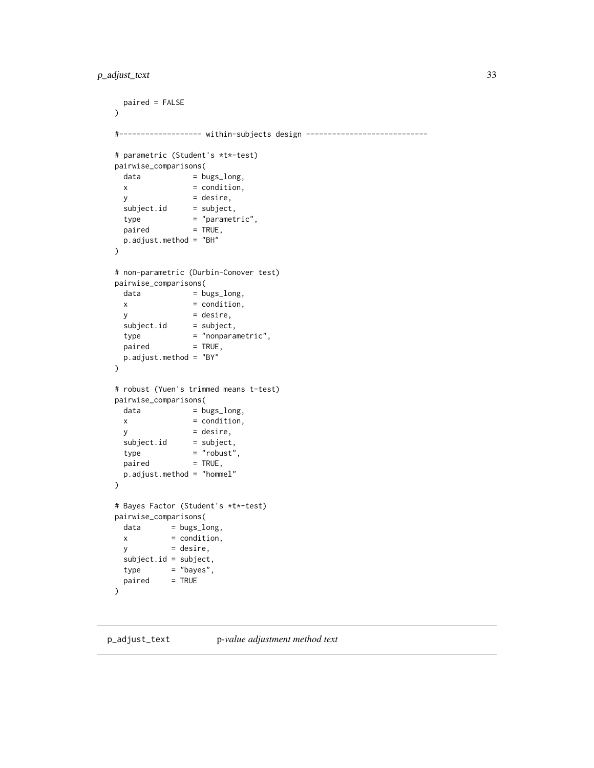```
  paired = FALSE
)

#------------------- within-subjects design ----------------------------

# parametric (Student's *t*-test)
pairwise_comparisons(
  data            = bugs_long,
  x               = condition,
  y               = desire,
  subject.id      = subject,
  type            = "parametric",
  paired          = TRUE,
  p.adjust.method = "BH"
)

# non-parametric (Durbin-Conover test)
pairwise_comparisons(
  data            = bugs_long,
  x               = condition,
  y               = desire,
  subject.id      = subject,
  type            = "nonparametric",
  paired          = TRUE,
  p.adjust.method = "BY"
)

# robust (Yuen's trimmed means t-test)
pairwise_comparisons(
  data            = bugs_long,
  x               = condition,
  y               = desire,
  subject.id      = subject,
  type            = "robust",
  paired          = TRUE,
  p.adjust.method = "hommel"
)

# Bayes Factor (Student's *t*-test)
pairwise_comparisons(
  data       = bugs_long,
  x          = condition,
  y          = desire,
  subject.id = subject,
  type       = "bayes",
  paired     = TRUE
)
```

## p_adjust_text    *p-value adjustment method text*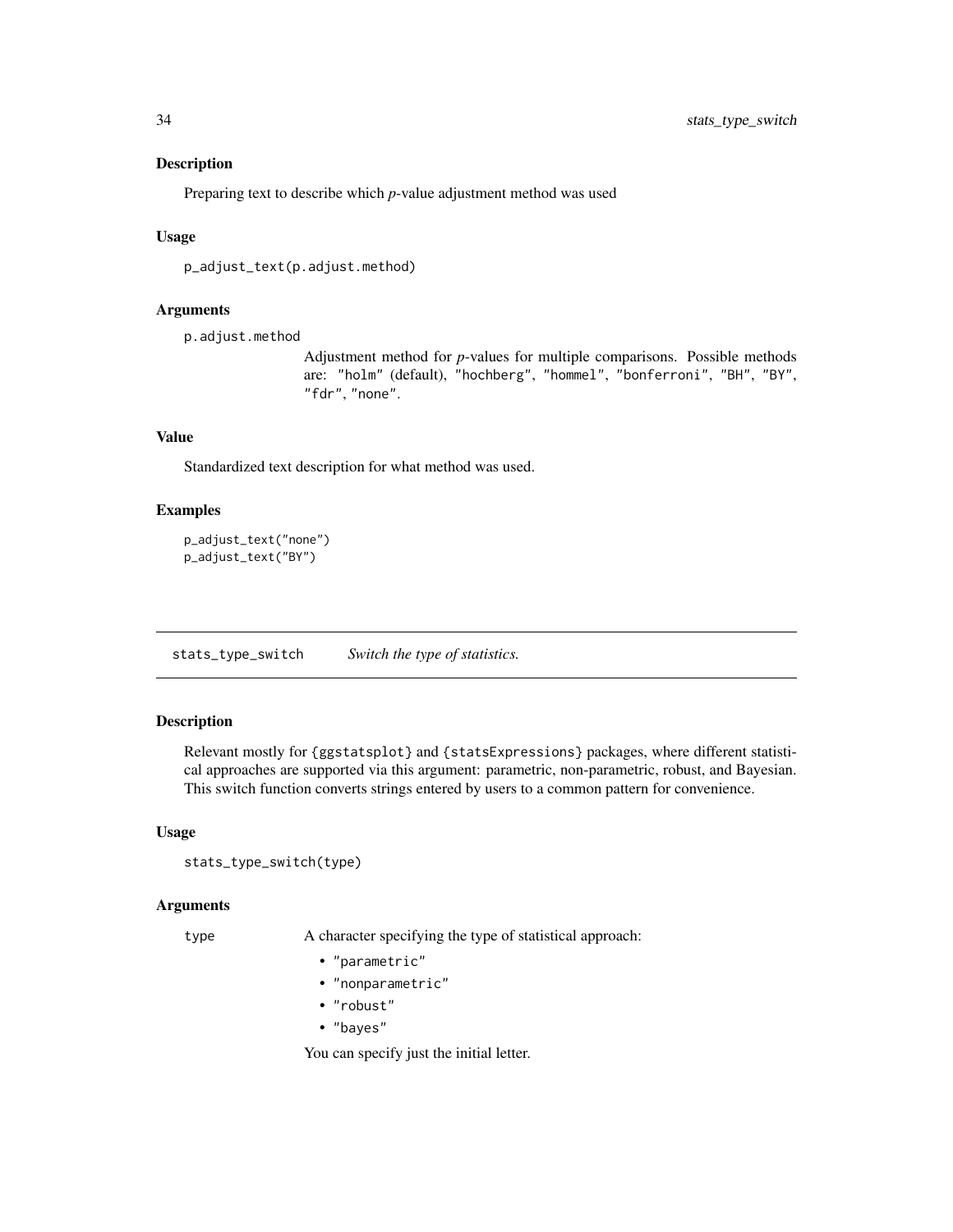## Description

Preparing text to describe which *p*-value adjustment method was used

## Usage

```
p_adjust_text(p.adjust.method)
```

## Arguments

`p.adjust.method`
: Adjustment method for *p*-values for multiple comparisons. Possible methods are: "holm" (default), "hochberg", "hommel", "bonferroni", "BH", "BY", "fdr", "none".

## Value

Standardized text description for what method was used.

## Examples

```
p_adjust_text("none")
p_adjust_text("BY")
```

---

# stats_type_switch — *Switch the type of statistics.*

---

## Description

Relevant mostly for {ggstatsplot} and {statsExpressions} packages, where different statistical approaches are supported via this argument: parametric, non-parametric, robust, and Bayesian. This switch function converts strings entered by users to a common pattern for convenience.

## Usage

```
stats_type_switch(type)
```

## Arguments

`type`
: A character specifying the type of statistical approach:
  - "parametric"
  - "nonparametric"
  - "robust"
  - "bayes"

  You can specify just the initial letter.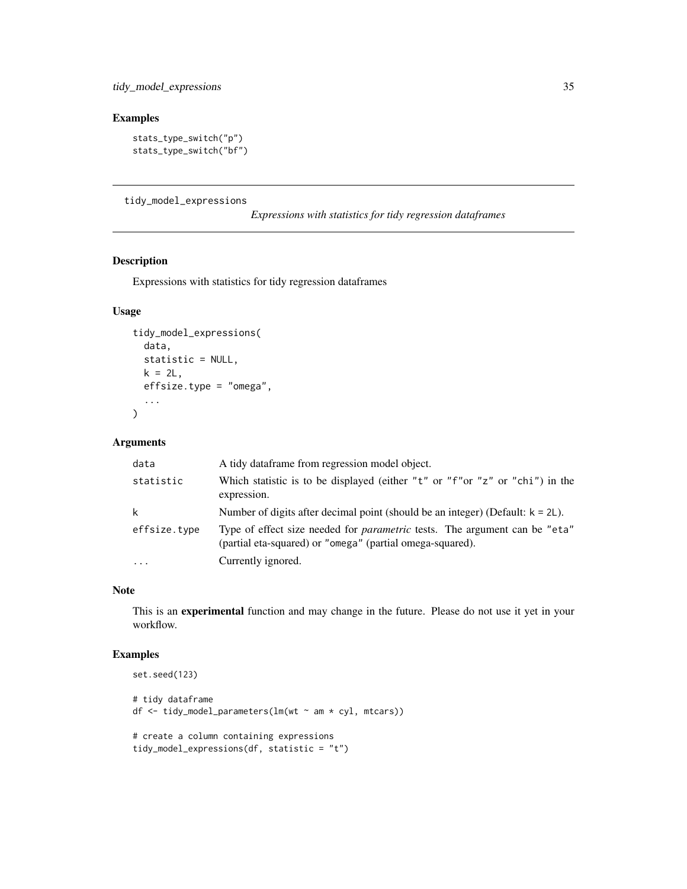## Examples

```
stats_type_switch("p")
stats_type_switch("bf")
```

---

# tidy_model_expressions

*Expressions with statistics for tidy regression dataframes*

---

## Description

Expressions with statistics for tidy regression dataframes

## Usage

```
tidy_model_expressions(
  data,
  statistic = NULL,
  k = 2L,
  effsize.type = "omega",
  ...
)
```

## Arguments

| | |
|---|---|
| `data` | A tidy dataframe from regression model object. |
| `statistic` | Which statistic is to be displayed (either `"t"` or `"f"`or `"z"` or `"chi"`) in the expression. |
| `k` | Number of digits after decimal point (should be an integer) (Default: `k = 2L`). |
| `effsize.type` | Type of effect size needed for *parametric* tests. The argument can be `"eta"` (partial eta-squared) or `"omega"` (partial omega-squared). |
| `...` | Currently ignored. |

## Note

This is an **experimental** function and may change in the future. Please do not use it yet in your workflow.

## Examples

```
set.seed(123)

# tidy dataframe
df <- tidy_model_parameters(lm(wt ~ am * cyl, mtcars))

# create a column containing expressions
tidy_model_expressions(df, statistic = "t")
```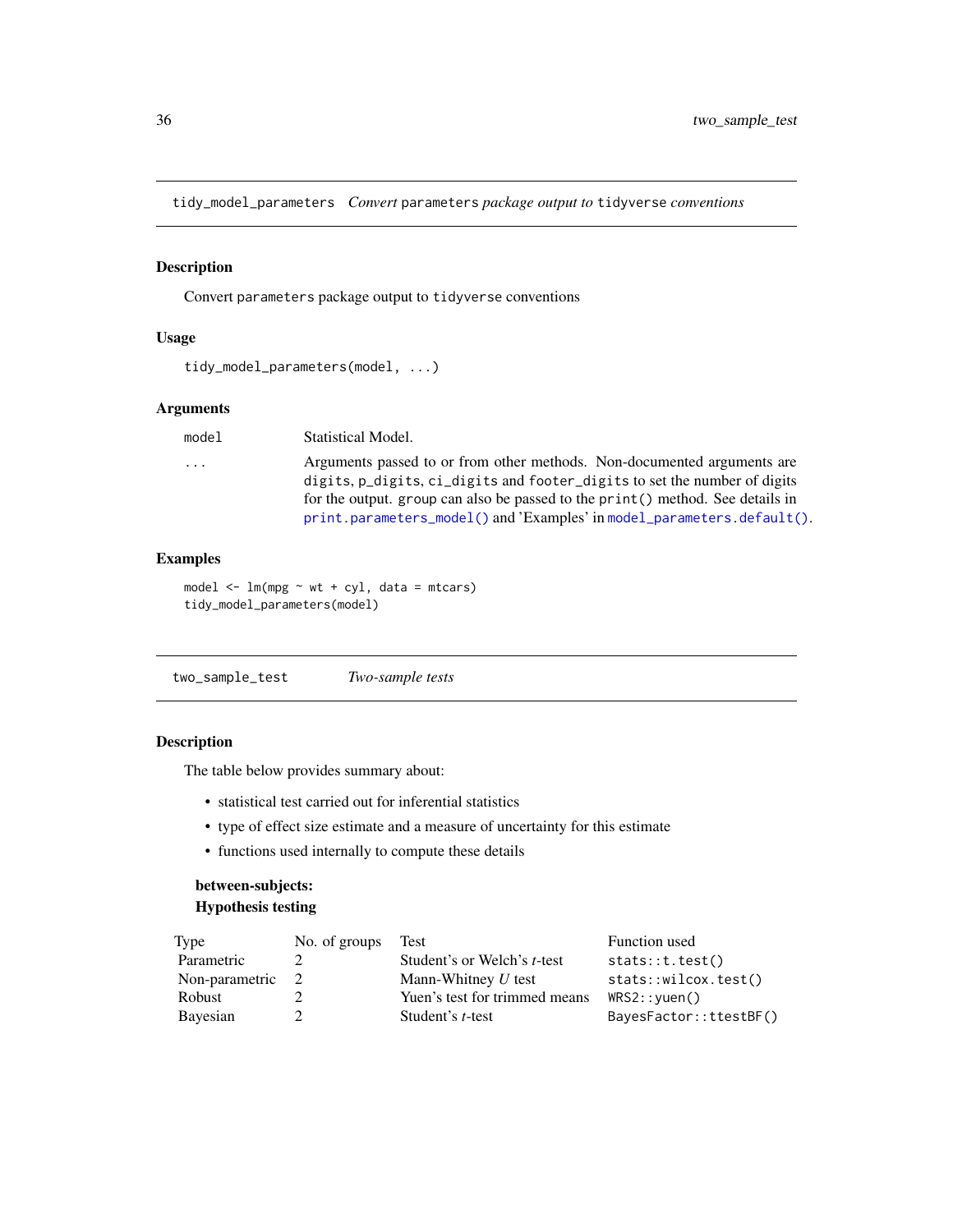## tidy_model_parameters *Convert* parameters *package output to* tidyverse *conventions*

### Description

Convert parameters package output to tidyverse conventions

### Usage

```
tidy_model_parameters(model, ...)
```

### Arguments

| | |
|---|---|
| model | Statistical Model. |
| ... | Arguments passed to or from other methods. Non-documented arguments are digits, p_digits, ci_digits and footer_digits to set the number of digits for the output. group can also be passed to the print() method. See details in print.parameters_model() and 'Examples' in model_parameters.default(). |

### Examples

```
model <- lm(mpg ~ wt + cyl, data = mtcars)
tidy_model_parameters(model)
```

## two_sample_test *Two-sample tests*

### Description

The table below provides summary about:

- statistical test carried out for inferential statistics
- type of effect size estimate and a measure of uncertainty for this estimate
- functions used internally to compute these details

**between-subjects:**
**Hypothesis testing**

| Type | No. of groups | Test | Function used |
|---|---|---|---|
| Parametric | 2 | Student's or Welch's *t*-test | stats::t.test() |
| Non-parametric | 2 | Mann-Whitney *U* test | stats::wilcox.test() |
| Robust | 2 | Yuen's test for trimmed means | WRS2::yuen() |
| Bayesian | 2 | Student's *t*-test | BayesFactor::ttestBF() |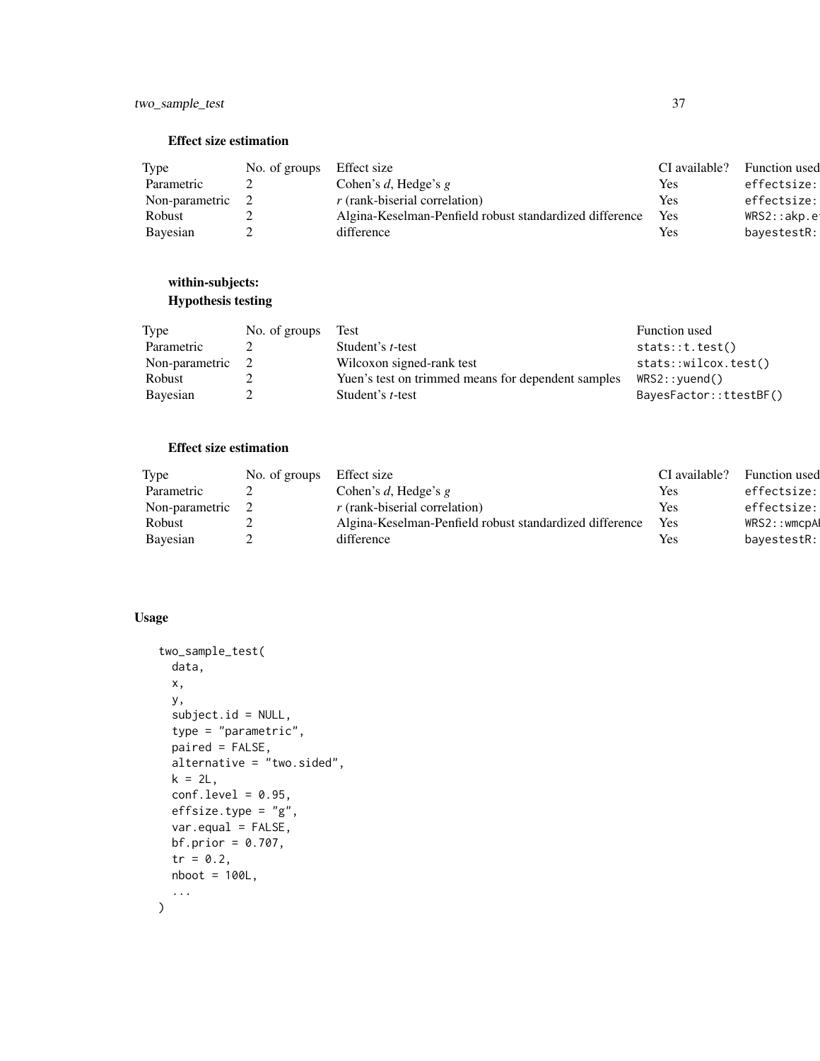**Effect size estimation**

| Type | No. of groups | Effect size | CI available? | Function used |
|---|---|---|---|---|
| Parametric | 2 | Cohen's *d*, Hedge's *g* | Yes | `effectsize:` |
| Non-parametric | 2 | *r* (rank-biserial correlation) | Yes | `effectsize:` |
| Robust | 2 | Algina-Keselman-Penfield robust standardized difference | Yes | `WRS2::akp.e` |
| Bayesian | 2 | difference | Yes | `bayestestR:` |

**within-subjects:**
**Hypothesis testing**

| Type | No. of groups | Test | Function used |
|---|---|---|---|
| Parametric | 2 | Student's *t*-test | `stats::t.test()` |
| Non-parametric | 2 | Wilcoxon signed-rank test | `stats::wilcox.test()` |
| Robust | 2 | Yuen's test on trimmed means for dependent samples | `WRS2::yuend()` |
| Bayesian | 2 | Student's *t*-test | `BayesFactor::ttestBF()` |

**Effect size estimation**

| Type | No. of groups | Effect size | CI available? | Function used |
|---|---|---|---|---|
| Parametric | 2 | Cohen's *d*, Hedge's *g* | Yes | `effectsize:` |
| Non-parametric | 2 | *r* (rank-biserial correlation) | Yes | `effectsize:` |
| Robust | 2 | Algina-Keselman-Penfield robust standardized difference | Yes | `WRS2::wmcpAl` |
| Bayesian | 2 | difference | Yes | `bayestestR:` |

## Usage

```
two_sample_test(
  data,
  x,
  y,
  subject.id = NULL,
  type = "parametric",
  paired = FALSE,
  alternative = "two.sided",
  k = 2L,
  conf.level = 0.95,
  effsize.type = "g",
  var.equal = FALSE,
  bf.prior = 0.707,
  tr = 0.2,
  nboot = 100L,
  ...
)
```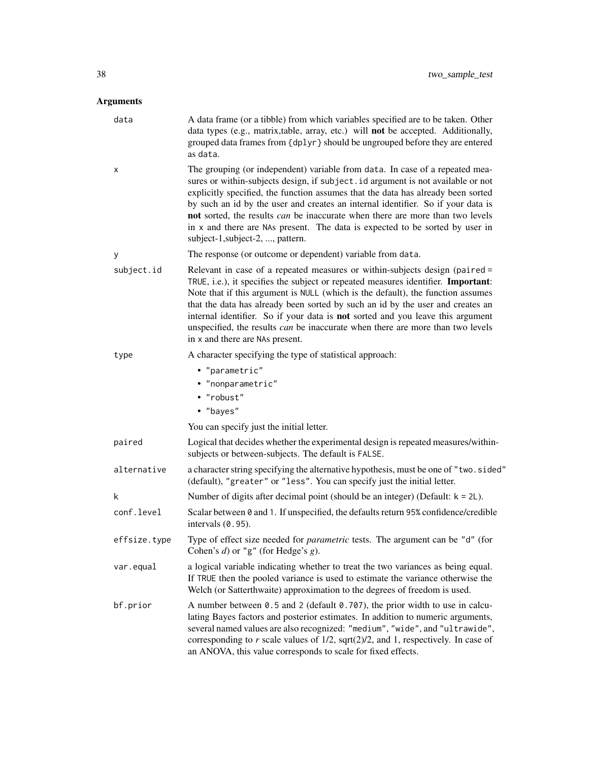## Arguments

`data` — A data frame (or a tibble) from which variables specified are to be taken. Other data types (e.g., matrix,table, array, etc.) will **not** be accepted. Additionally, grouped data frames from `{dplyr}` should be ungrouped before they are entered as `data`.

`x` — The grouping (or independent) variable from `data`. In case of a repeated measures or within-subjects design, if `subject.id` argument is not available or not explicitly specified, the function assumes that the data has already been sorted by such an id by the user and creates an internal identifier. So if your data is **not** sorted, the results *can* be inaccurate when there are more than two levels in `x` and there are `NA`s present. The data is expected to be sorted by user in subject-1,subject-2, ..., pattern.

`y` — The response (or outcome or dependent) variable from `data`.

`subject.id` — Relevant in case of a repeated measures or within-subjects design (`paired = TRUE`, i.e.), it specifies the subject or repeated measures identifier. **Important**: Note that if this argument is `NULL` (which is the default), the function assumes that the data has already been sorted by such an id by the user and creates an internal identifier. So if your data is **not** sorted and you leave this argument unspecified, the results *can* be inaccurate when there are more than two levels in `x` and there are `NA`s present.

`type` — A character specifying the type of statistical approach:

- `"parametric"`
- `"nonparametric"`
- `"robust"`
- `"bayes"`

You can specify just the initial letter.

`paired` — Logical that decides whether the experimental design is repeated measures/within-subjects or between-subjects. The default is `FALSE`.

`alternative` — a character string specifying the alternative hypothesis, must be one of `"two.sided"` (default), `"greater"` or `"less"`. You can specify just the initial letter.

`k` — Number of digits after decimal point (should be an integer) (Default: `k = 2L`).

`conf.level` — Scalar between `0` and `1`. If unspecified, the defaults return `95%` confidence/credible intervals (`0.95`).

`effsize.type` — Type of effect size needed for *parametric* tests. The argument can be `"d"` (for Cohen's *d*) or `"g"` (for Hedge's *g*).

`var.equal` — a logical variable indicating whether to treat the two variances as being equal. If `TRUE` then the pooled variance is used to estimate the variance otherwise the Welch (or Satterthwaite) approximation to the degrees of freedom is used.

`bf.prior` — A number between `0.5` and `2` (default `0.707`), the prior width to use in calculating Bayes factors and posterior estimates. In addition to numeric arguments, several named values are also recognized: `"medium"`, `"wide"`, and `"ultrawide"`, corresponding to *r* scale values of 1/2, sqrt(2)/2, and 1, respectively. In case of an ANOVA, this value corresponds to scale for fixed effects.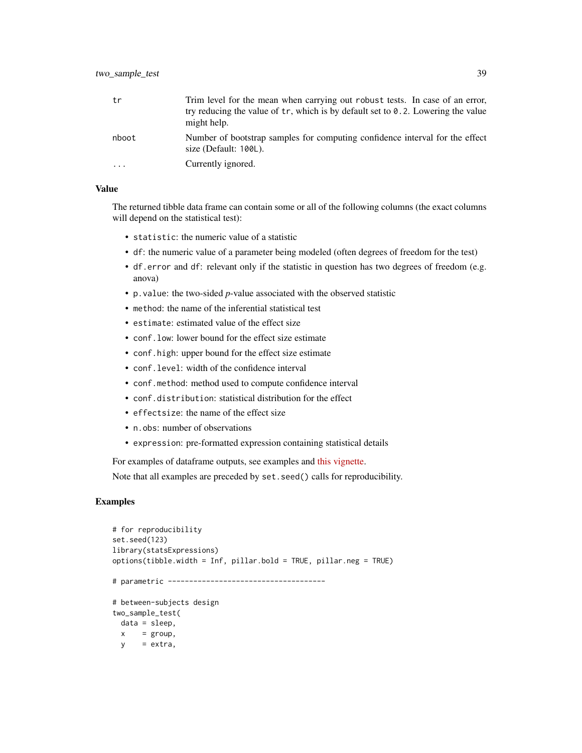| | |
|---|---|
| tr | Trim level for the mean when carrying out robust tests. In case of an error, try reducing the value of tr, which is by default set to 0.2. Lowering the value might help. |
| nboot | Number of bootstrap samples for computing confidence interval for the effect size (Default: 100L). |
| ... | Currently ignored. |

## Value

The returned tibble data frame can contain some or all of the following columns (the exact columns will depend on the statistical test):

- `statistic`: the numeric value of a statistic
- `df`: the numeric value of a parameter being modeled (often degrees of freedom for the test)
- `df.error` and `df`: relevant only if the statistic in question has two degrees of freedom (e.g. anova)
- `p.value`: the two-sided *p*-value associated with the observed statistic
- `method`: the name of the inferential statistical test
- `estimate`: estimated value of the effect size
- `conf.low`: lower bound for the effect size estimate
- `conf.high`: upper bound for the effect size estimate
- `conf.level`: width of the confidence interval
- `conf.method`: method used to compute confidence interval
- `conf.distribution`: statistical distribution for the effect
- `effectsize`: the name of the effect size
- `n.obs`: number of observations
- `expression`: pre-formatted expression containing statistical details

For examples of dataframe outputs, see examples and this vignette.

Note that all examples are preceded by `set.seed()` calls for reproducibility.

## Examples

```
# for reproducibility
set.seed(123)
library(statsExpressions)
options(tibble.width = Inf, pillar.bold = TRUE, pillar.neg = TRUE)

# parametric -------------------------------------

# between-subjects design
two_sample_test(
  data = sleep,
  x    = group,
  y    = extra,
```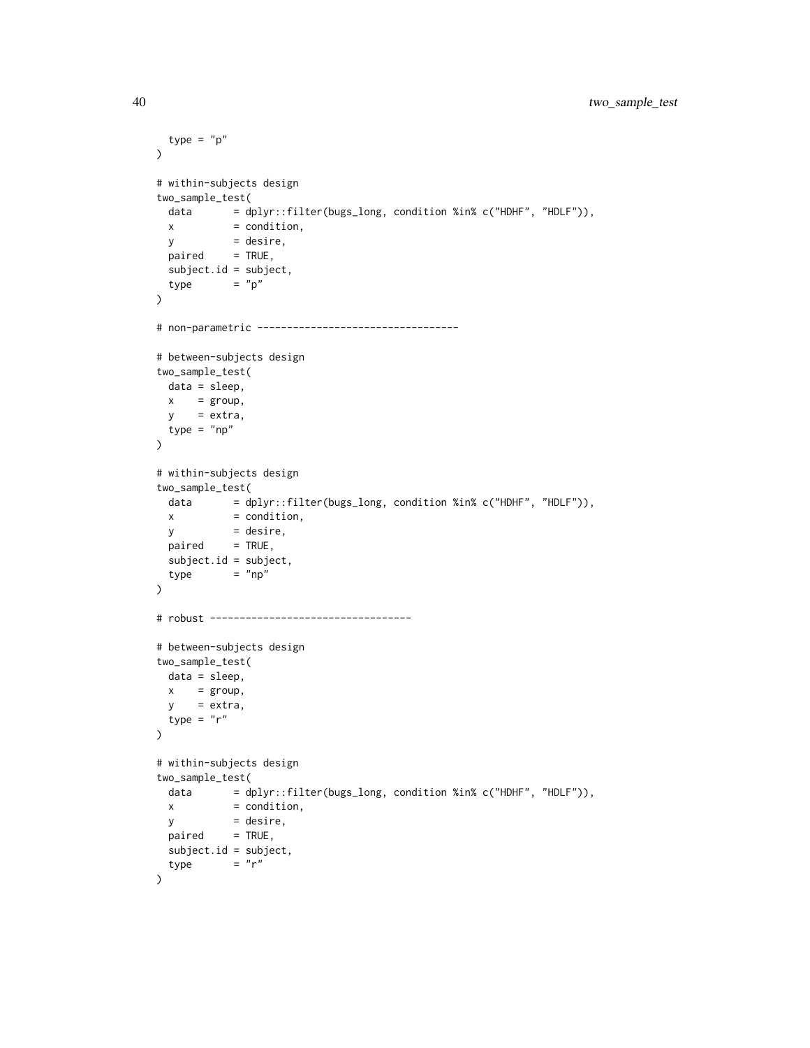```
  type = "p"
)

# within-subjects design
two_sample_test(
  data       = dplyr::filter(bugs_long, condition %in% c("HDHF", "HDLF")),
  x          = condition,
  y          = desire,
  paired     = TRUE,
  subject.id = subject,
  type       = "p"
)

# non-parametric ----------------------------------

# between-subjects design
two_sample_test(
  data = sleep,
  x    = group,
  y    = extra,
  type = "np"
)

# within-subjects design
two_sample_test(
  data       = dplyr::filter(bugs_long, condition %in% c("HDHF", "HDLF")),
  x          = condition,
  y          = desire,
  paired     = TRUE,
  subject.id = subject,
  type       = "np"
)

# robust ----------------------------------

# between-subjects design
two_sample_test(
  data = sleep,
  x    = group,
  y    = extra,
  type = "r"
)

# within-subjects design
two_sample_test(
  data       = dplyr::filter(bugs_long, condition %in% c("HDHF", "HDLF")),
  x          = condition,
  y          = desire,
  paired     = TRUE,
  subject.id = subject,
  type       = "r"
)
```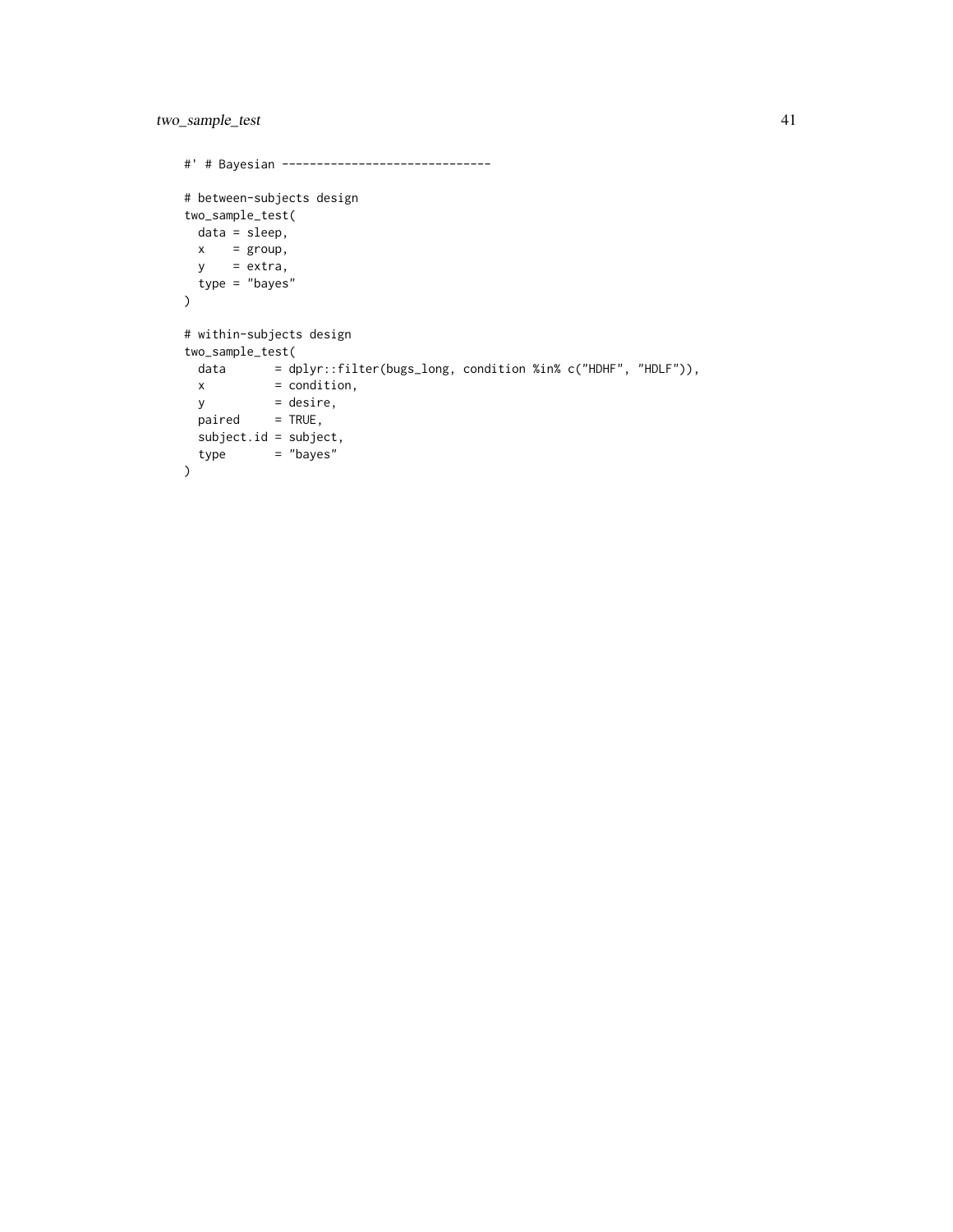```
#' # Bayesian ------------------------------

# between-subjects design
two_sample_test(
  data = sleep,
  x    = group,
  y    = extra,
  type = "bayes"
)

# within-subjects design
two_sample_test(
  data       = dplyr::filter(bugs_long, condition %in% c("HDHF", "HDLF")),
  x          = condition,
  y          = desire,
  paired     = TRUE,
  subject.id = subject,
  type       = "bayes"
)
```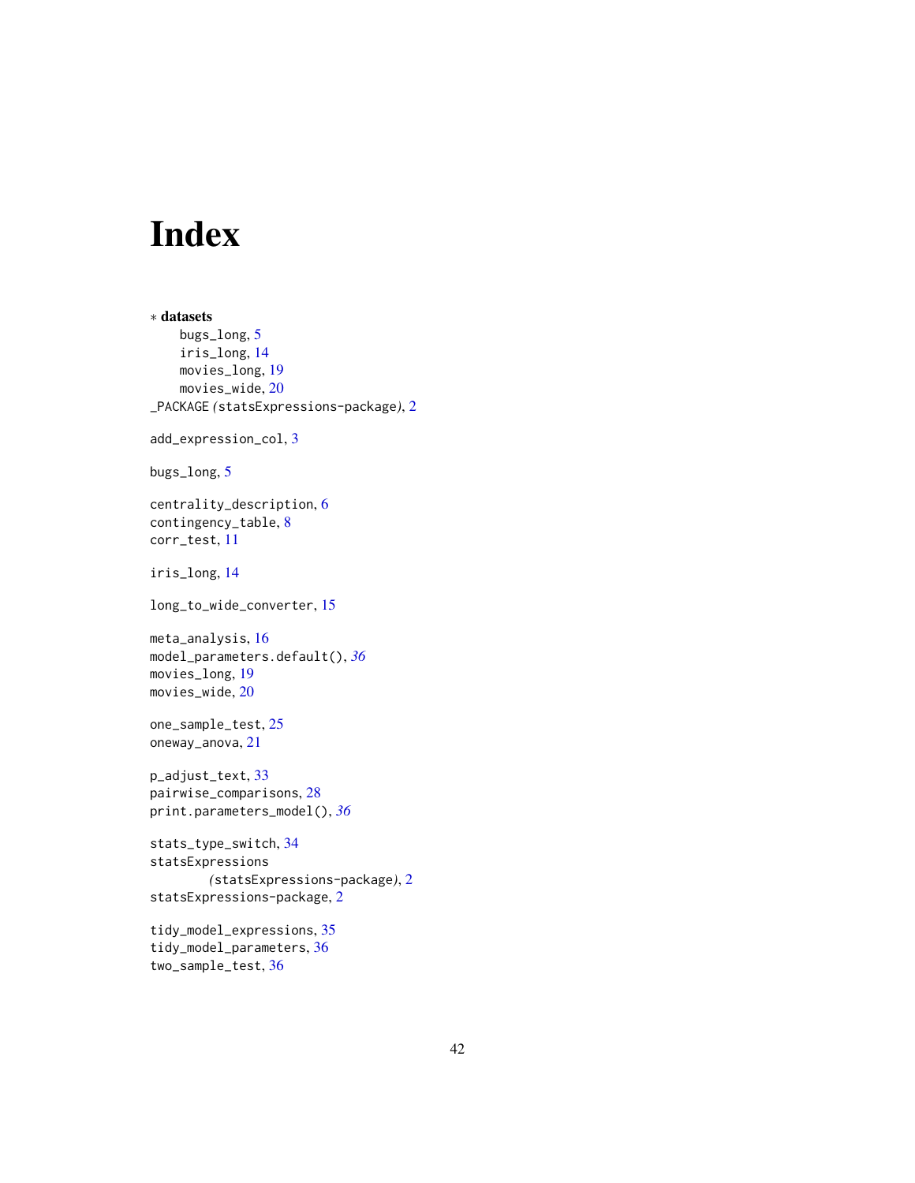# Index

∗ **datasets**
  bugs_long, 5
  iris_long, 14
  movies_long, 19
  movies_wide, 20
_PACKAGE (statsExpressions-package), 2

add_expression_col, 3

bugs_long, 5

centrality_description, 6
contingency_table, 8
corr_test, 11

iris_long, 14

long_to_wide_converter, 15

meta_analysis, 16
model_parameters.default(), *36*
movies_long, 19
movies_wide, 20

one_sample_test, 25
oneway_anova, 21

p_adjust_text, 33
pairwise_comparisons, 28
print.parameters_model(), *36*

stats_type_switch, 34
statsExpressions
  (statsExpressions-package), 2
statsExpressions-package, 2

tidy_model_expressions, 35
tidy_model_parameters, 36
two_sample_test, 36